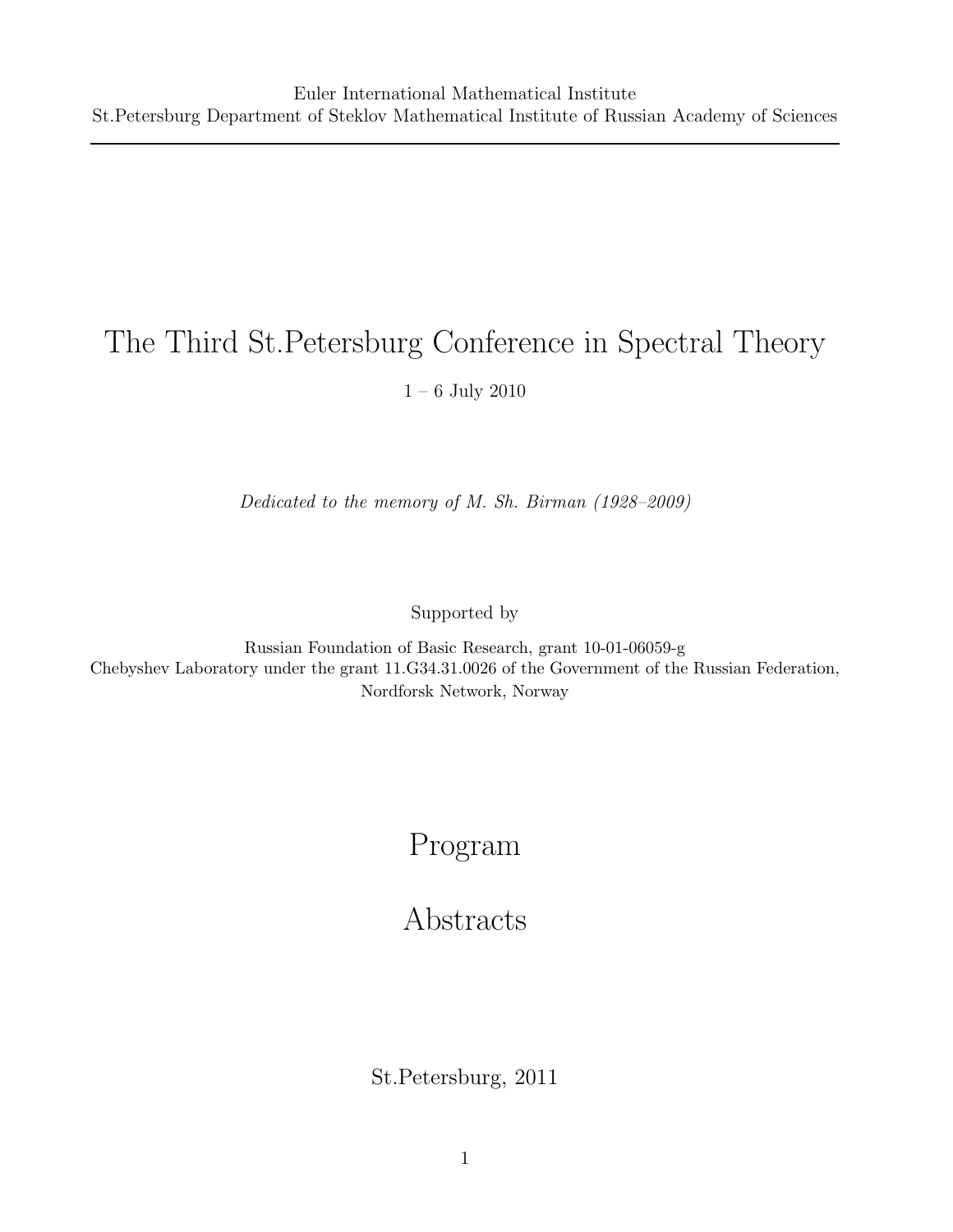Euler International Mathematical Institute
St.Petersburg Department of Steklov Mathematical Institute of Russian Academy of Sciences

# The Third St.Petersburg Conference in Spectral Theory

1 – 6 July 2010

*Dedicated to the memory of M. Sh. Birman (1928–2009)*

Supported by

Russian Foundation of Basic Research, grant 10-01-06059-g
Chebyshev Laboratory under the grant 11.G34.31.0026 of the Government of the Russian Federation,
Nordforsk Network, Norway

# Program

# Abstracts

St.Petersburg, 2011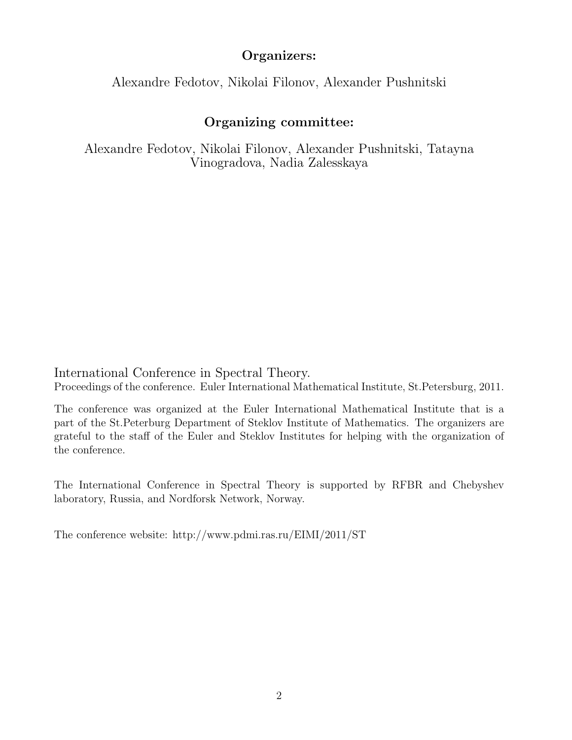**Organizers:**

Alexandre Fedotov, Nikolai Filonov, Alexander Pushnitski

**Organizing committee:**

Alexandre Fedotov, Nikolai Filonov, Alexander Pushnitski, Tatayna Vinogradova, Nadia Zalesskaya

International Conference in Spectral Theory.
Proceedings of the conference. Euler International Mathematical Institute, St.Petersburg, 2011.

The conference was organized at the Euler International Mathematical Institute that is a part of the St.Peterburg Department of Steklov Institute of Mathematics. The organizers are grateful to the staff of the Euler and Steklov Institutes for helping with the organization of the conference.

The International Conference in Spectral Theory is supported by RFBR and Chebyshev laboratory, Russia, and Nordforsk Network, Norway.

The conference website: http://www.pdmi.ras.ru/EIMI/2011/ST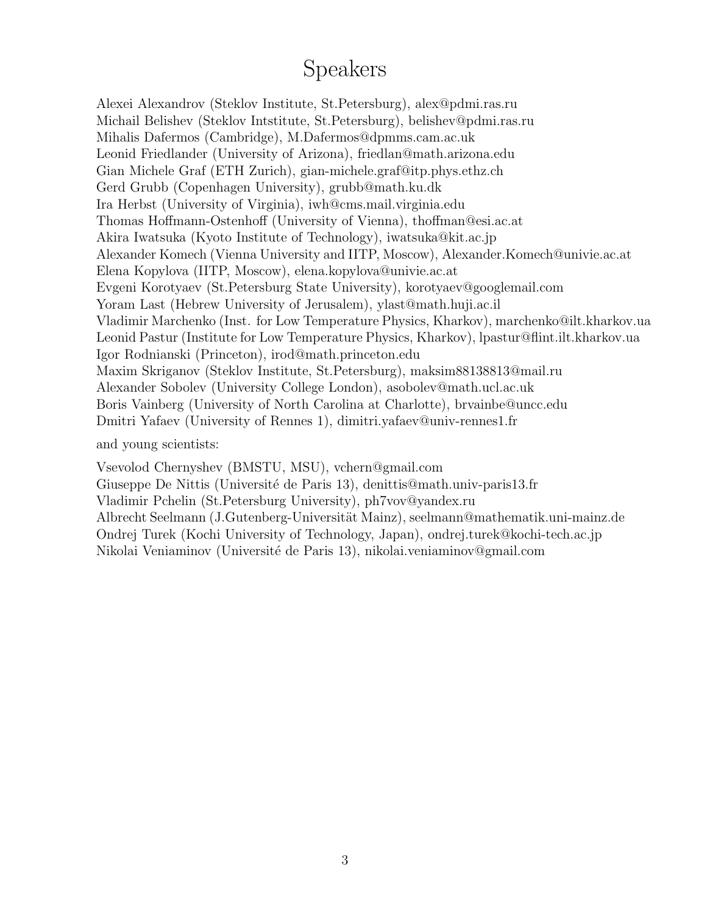# Speakers

Alexei Alexandrov (Steklov Institute, St.Petersburg), alex@pdmi.ras.ru
Michail Belishev (Steklov Intstitute, St.Petersburg), belishev@pdmi.ras.ru
Mihalis Dafermos (Cambridge), M.Dafermos@dpmms.cam.ac.uk
Leonid Friedlander (University of Arizona), friedlan@math.arizona.edu
Gian Michele Graf (ETH Zurich), gian-michele.graf@itp.phys.ethz.ch
Gerd Grubb (Copenhagen University), grubb@math.ku.dk
Ira Herbst (University of Virginia), iwh@cms.mail.virginia.edu
Thomas Hoffmann-Ostenhoff (University of Vienna), thoffman@esi.ac.at
Akira Iwatsuka (Kyoto Institute of Technology), iwatsuka@kit.ac.jp
Alexander Komech (Vienna University and IITP, Moscow), Alexander.Komech@univie.ac.at
Elena Kopylova (IITP, Moscow), elena.kopylova@univie.ac.at
Evgeni Korotyaev (St.Petersburg State University), korotyaev@googlemail.com
Yoram Last (Hebrew University of Jerusalem), ylast@math.huji.ac.il
Vladimir Marchenko (Inst. for Low Temperature Physics, Kharkov), marchenko@ilt.kharkov.ua
Leonid Pastur (Institute for Low Temperature Physics, Kharkov), lpastur@flint.ilt.kharkov.ua
Igor Rodnianski (Princeton), irod@math.princeton.edu
Maxim Skriganov (Steklov Institute, St.Petersburg), maksim88138813@mail.ru
Alexander Sobolev (University College London), asobolev@math.ucl.ac.uk
Boris Vainberg (University of North Carolina at Charlotte), brvainbe@uncc.edu
Dmitri Yafaev (University of Rennes 1), dimitri.yafaev@univ-rennes1.fr

and young scientists:

Vsevolod Chernyshev (BMSTU, MSU), vchern@gmail.com
Giuseppe De Nittis (Université de Paris 13), denittis@math.univ-paris13.fr
Vladimir Pchelin (St.Petersburg University), ph7vov@yandex.ru
Albrecht Seelmann (J.Gutenberg-Universität Mainz), seelmann@mathematik.uni-mainz.de
Ondrej Turek (Kochi University of Technology, Japan), ondrej.turek@kochi-tech.ac.jp
Nikolai Veniaminov (Université de Paris 13), nikolai.veniaminov@gmail.com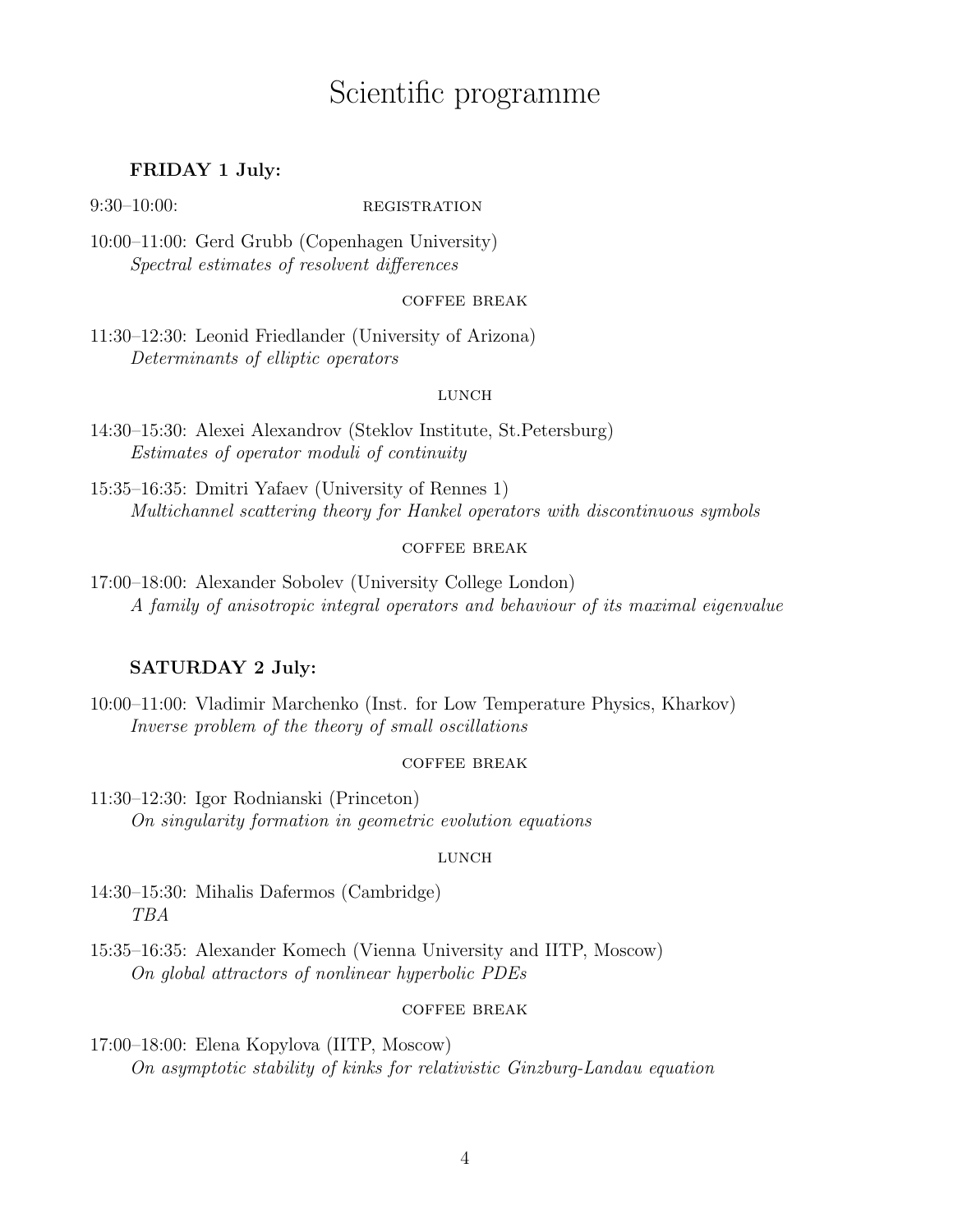# Scientific programme

**FRIDAY 1 July:**

9:30–10:00: REGISTRATION

10:00–11:00: Gerd Grubb (Copenhagen University)
*Spectral estimates of resolvent differences*

COFFEE BREAK

11:30–12:30: Leonid Friedlander (University of Arizona)
*Determinants of elliptic operators*

LUNCH

14:30–15:30: Alexei Alexandrov (Steklov Institute, St.Petersburg)
*Estimates of operator moduli of continuity*

15:35–16:35: Dmitri Yafaev (University of Rennes 1)
*Multichannel scattering theory for Hankel operators with discontinuous symbols*

COFFEE BREAK

17:00–18:00: Alexander Sobolev (University College London)
*A family of anisotropic integral operators and behaviour of its maximal eigenvalue*

**SATURDAY 2 July:**

10:00–11:00: Vladimir Marchenko (Inst. for Low Temperature Physics, Kharkov)
*Inverse problem of the theory of small oscillations*

COFFEE BREAK

11:30–12:30: Igor Rodnianski (Princeton)
*On singularity formation in geometric evolution equations*

LUNCH

14:30–15:30: Mihalis Dafermos (Cambridge)
*TBA*

15:35–16:35: Alexander Komech (Vienna University and IITP, Moscow)
*On global attractors of nonlinear hyperbolic PDEs*

COFFEE BREAK

17:00–18:00: Elena Kopylova (IITP, Moscow)
*On asymptotic stability of kinks for relativistic Ginzburg-Landau equation*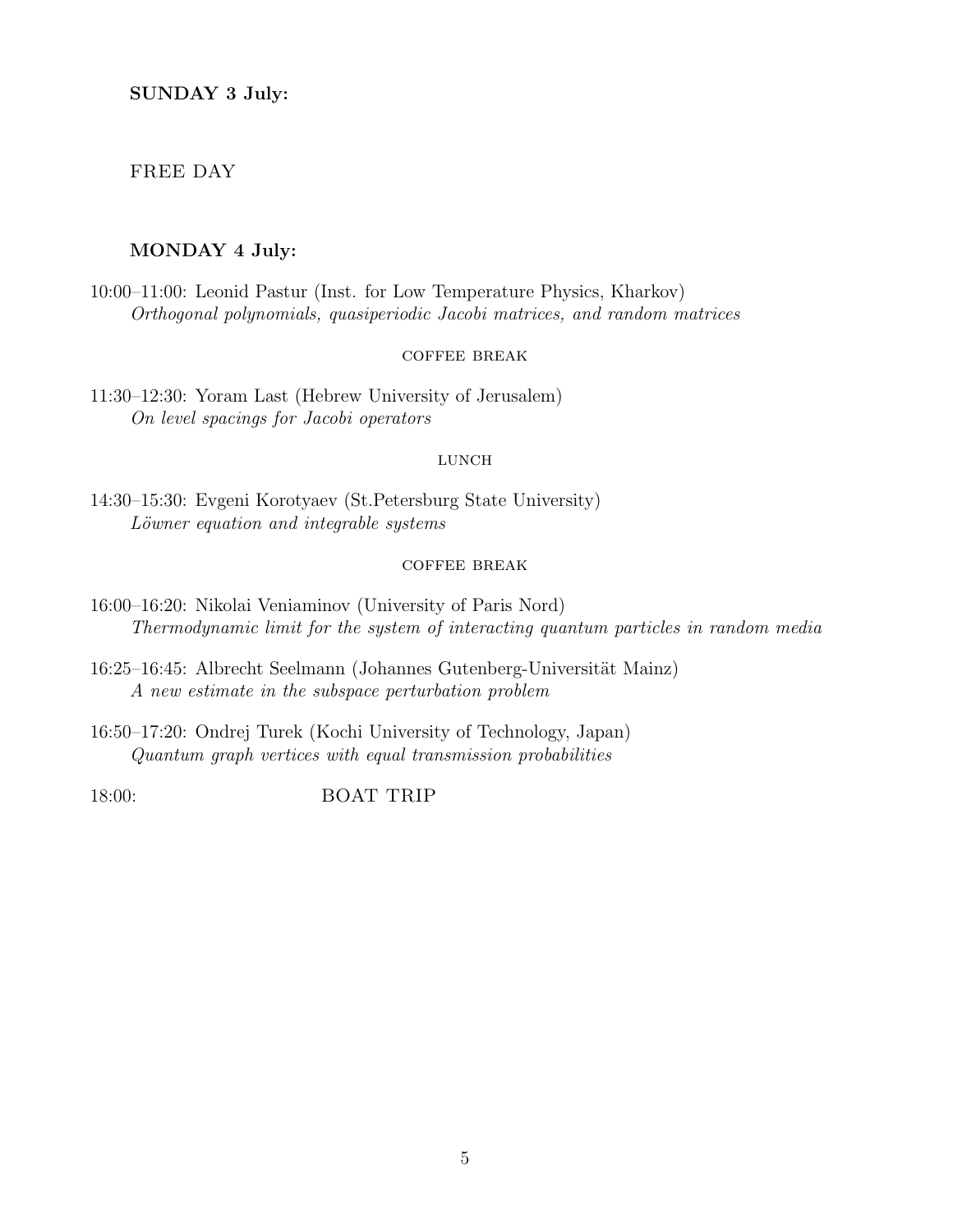**SUNDAY 3 July:**

FREE DAY

**MONDAY 4 July:**

10:00–11:00: Leonid Pastur (Inst. for Low Temperature Physics, Kharkov)
*Orthogonal polynomials, quasiperiodic Jacobi matrices, and random matrices*

COFFEE BREAK

11:30–12:30: Yoram Last (Hebrew University of Jerusalem)
*On level spacings for Jacobi operators*

LUNCH

14:30–15:30: Evgeni Korotyaev (St.Petersburg State University)
*Löwner equation and integrable systems*

COFFEE BREAK

16:00–16:20: Nikolai Veniaminov (University of Paris Nord)
*Thermodynamic limit for the system of interacting quantum particles in random media*

16:25–16:45: Albrecht Seelmann (Johannes Gutenberg-Universität Mainz)
*A new estimate in the subspace perturbation problem*

16:50–17:20: Ondrej Turek (Kochi University of Technology, Japan)
*Quantum graph vertices with equal transmission probabilities*

18:00: BOAT TRIP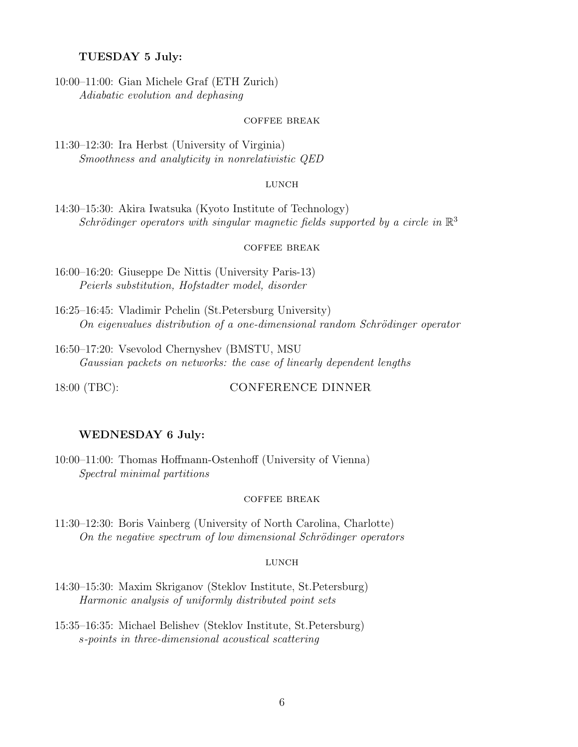**TUESDAY 5 July:**

10:00–11:00: Gian Michele Graf (ETH Zurich)
*Adiabatic evolution and dephasing*

COFFEE BREAK

11:30–12:30: Ira Herbst (University of Virginia)
*Smoothness and analyticity in nonrelativistic QED*

LUNCH

14:30–15:30: Akira Iwatsuka (Kyoto Institute of Technology)
*Schrödinger operators with singular magnetic fields supported by a circle in* $\mathbb{R}^3$

COFFEE BREAK

16:00–16:20: Giuseppe De Nittis (University Paris-13)
*Peierls substitution, Hofstadter model, disorder*

16:25–16:45: Vladimir Pchelin (St.Petersburg University)
*On eigenvalues distribution of a one-dimensional random Schrödinger operator*

16:50–17:20: Vsevolod Chernyshev (BMSTU, MSU
*Gaussian packets on networks: the case of linearly dependent lengths*

18:00 (TBC): CONFERENCE DINNER

**WEDNESDAY 6 July:**

10:00–11:00: Thomas Hoffmann-Ostenhoff (University of Vienna)
*Spectral minimal partitions*

COFFEE BREAK

11:30–12:30: Boris Vainberg (University of North Carolina, Charlotte)
*On the negative spectrum of low dimensional Schrödinger operators*

LUNCH

14:30–15:30: Maxim Skriganov (Steklov Institute, St.Petersburg)
*Harmonic analysis of uniformly distributed point sets*

15:35–16:35: Michael Belishev (Steklov Institute, St.Petersburg)
*s-points in three-dimensional acoustical scattering*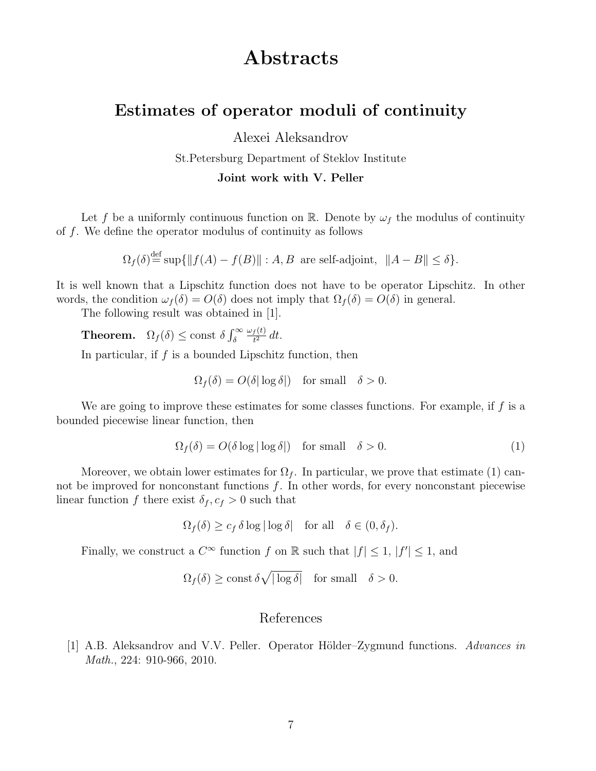# Abstracts

## Estimates of operator moduli of continuity

Alexei Aleksandrov

St.Petersburg Department of Steklov Institute

**Joint work with V. Peller**

Let $f$ be a uniformly continuous function on $\mathbb{R}$. Denote by $\omega_f$ the modulus of continuity of $f$. We define the operator modulus of continuity as follows

$$\Omega_f(\delta) \stackrel{\text{def}}{=} \sup\{\|f(A) - f(B)\| : A, B \text{ are self-adjoint}, \ \ \|A - B\| \le \delta\}.$$

It is well known that a Lipschitz function does not have to be operator Lipschitz. In other words, the condition $\omega_f(\delta) = O(\delta)$ does not imply that $\Omega_f(\delta) = O(\delta)$ in general.

The following result was obtained in [1].

**Theorem.** $\Omega_f(\delta) \le \text{const}\ \delta \int_\delta^\infty \frac{\omega_f(t)}{t^2}\, dt.$

In particular, if $f$ is a bounded Lipschitz function, then

$$\Omega_f(\delta) = O(\delta|\log \delta|) \quad \text{for small} \quad \delta > 0.$$

We are going to improve these estimates for some classes functions. For example, if $f$ is a bounded piecewise linear function, then

$$\Omega_f(\delta) = O(\delta \log|\log \delta|) \quad \text{for small} \quad \delta > 0. \tag{1}$$

Moreover, we obtain lower estimates for $\Omega_f$. In particular, we prove that estimate (1) cannot be improved for nonconstant functions $f$. In other words, for every nonconstant piecewise linear function $f$ there exist $\delta_f, c_f > 0$ such that

$$\Omega_f(\delta) \ge c_f\, \delta \log|\log \delta| \quad \text{for all} \quad \delta \in (0, \delta_f).$$

Finally, we construct a $C^\infty$ function $f$ on $\mathbb{R}$ such that $|f| \le 1$, $|f'| \le 1$, and

$$\Omega_f(\delta) \ge \text{const}\, \delta \sqrt{|\log \delta|} \quad \text{for small} \quad \delta > 0.$$

### References

[1] A.B. Aleksandrov and V.V. Peller. Operator Hölder–Zygmund functions. *Advances in Math.*, 224: 910-966, 2010.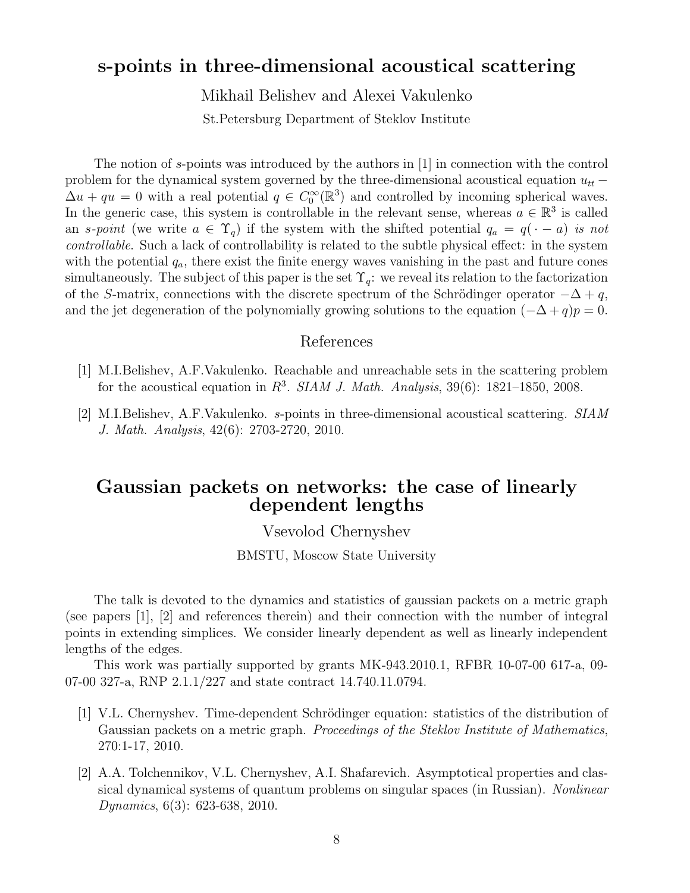## s-points in three-dimensional acoustical scattering

Mikhail Belishev and Alexei Vakulenko

St.Petersburg Department of Steklov Institute

The notion of $s$-points was introduced by the authors in [1] in connection with the control problem for the dynamical system governed by the three-dimensional acoustical equation $u_{tt} - \Delta u + qu = 0$ with a real potential $q \in C_0^\infty(\mathbb{R}^3)$ and controlled by incoming spherical waves. In the generic case, this system is controllable in the relevant sense, whereas $a \in \mathbb{R}^3$ is called an *s-point* (we write $a \in \Upsilon_q$) if the system with the shifted potential $q_a = q(\,\cdot - a)$ *is not controllable*. Such a lack of controllability is related to the subtle physical effect: in the system with the potential $q_a$, there exist the finite energy waves vanishing in the past and future cones simultaneously. The subject of this paper is the set $\Upsilon_q$: we reveal its relation to the factorization of the $S$-matrix, connections with the discrete spectrum of the Schrödinger operator $-\Delta + q$, and the jet degeneration of the polynomially growing solutions to the equation $(-\Delta + q)p = 0$.

### References

[1] M.I.Belishev, A.F.Vakulenko. Reachable and unreachable sets in the scattering problem for the acoustical equation in $R^3$. *SIAM J. Math. Analysis*, 39(6): 1821–1850, 2008.

[2] M.I.Belishev, A.F.Vakulenko. *s*-points in three-dimensional acoustical scattering. *SIAM J. Math. Analysis*, 42(6): 2703-2720, 2010.

## Gaussian packets on networks: the case of linearly dependent lengths

Vsevolod Chernyshev

BMSTU, Moscow State University

The talk is devoted to the dynamics and statistics of gaussian packets on a metric graph (see papers [1], [2] and references therein) and their connection with the number of integral points in extending simplices. We consider linearly dependent as well as linearly independent lengths of the edges.

This work was partially supported by grants MK-943.2010.1, RFBR 10-07-00 617-a, 09-07-00 327-a, RNP 2.1.1/227 and state contract 14.740.11.0794.

[1] V.L. Chernyshev. Time-dependent Schrödinger equation: statistics of the distribution of Gaussian packets on a metric graph. *Proceedings of the Steklov Institute of Mathematics*, 270:1-17, 2010.

[2] A.A. Tolchennikov, V.L. Chernyshev, A.I. Shafarevich. Asymptotical properties and classical dynamical systems of quantum problems on singular spaces (in Russian). *Nonlinear Dynamics*, 6(3): 623-638, 2010.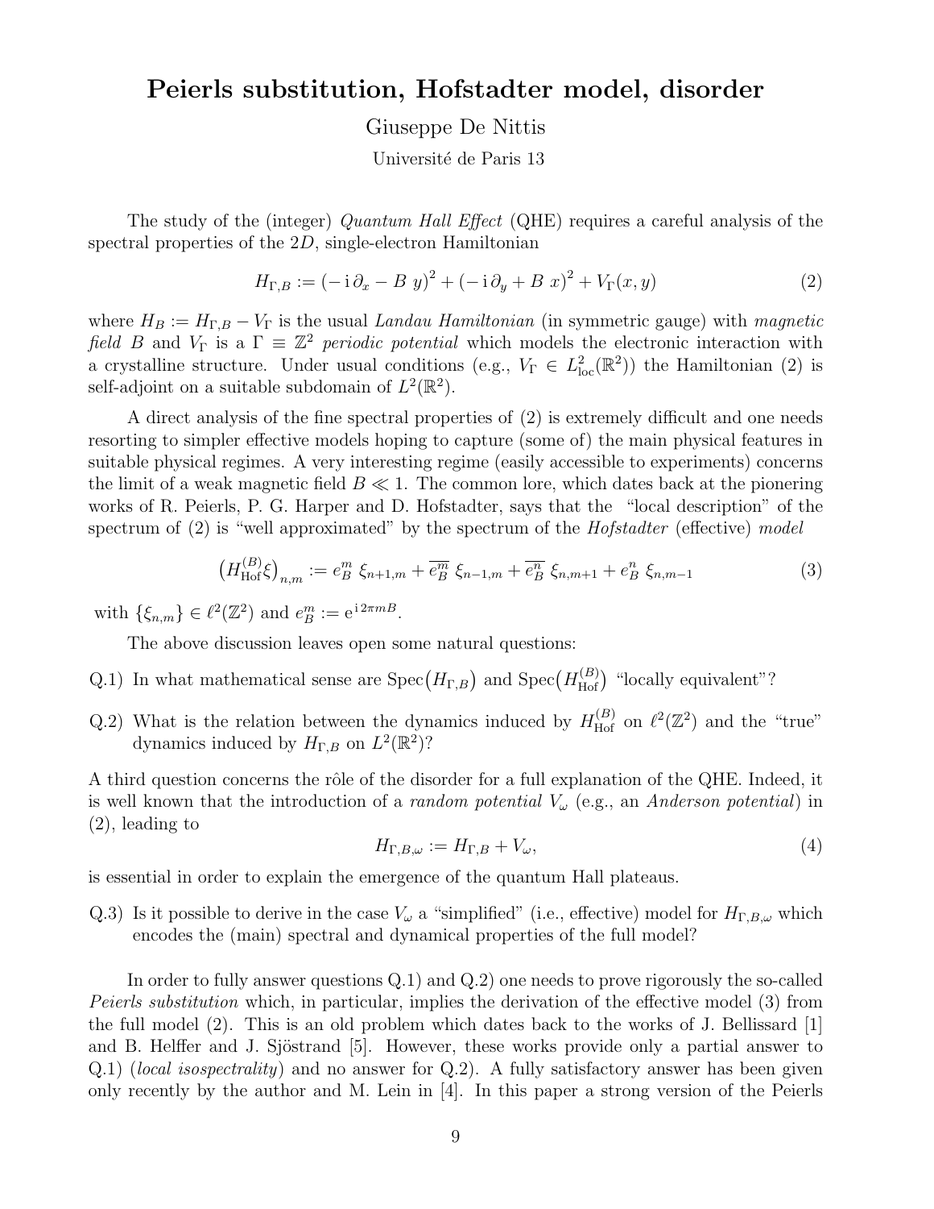# Peierls substitution, Hofstadter model, disorder

Giuseppe De Nittis

Université de Paris 13

The study of the (integer) *Quantum Hall Effect* (QHE) requires a careful analysis of the spectral properties of the $2D$, single-electron Hamiltonian

$$H_{\Gamma,B} := (-\,\mathrm{i}\,\partial_x - B\;y)^2 + (-\,\mathrm{i}\,\partial_y + B\;x)^2 + V_\Gamma(x,y) \tag{2}$$

where $H_B := H_{\Gamma,B} - V_\Gamma$ is the usual *Landau Hamiltonian* (in symmetric gauge) with *magnetic field* $B$ and $V_\Gamma$ is a $\Gamma \equiv \mathbb{Z}^2$ *periodic potential* which models the electronic interaction with a crystalline structure. Under usual conditions (e.g., $V_\Gamma \in L^2_{\mathrm{loc}}(\mathbb{R}^2)$) the Hamiltonian (2) is self-adjoint on a suitable subdomain of $L^2(\mathbb{R}^2)$.

A direct analysis of the fine spectral properties of (2) is extremely difficult and one needs resorting to simpler effective models hoping to capture (some of) the main physical features in suitable physical regimes. A very interesting regime (easily accessible to experiments) concerns the limit of a weak magnetic field $B \ll 1$. The common lore, which dates back at the pionering works of R. Peierls, P. G. Harper and D. Hofstadter, says that the "local description" of the spectrum of (2) is "well approximated" by the spectrum of the *Hofstadter* (effective) *model*

$$\left(H^{(B)}_{\mathrm{Hof}}\xi\right)_{n,m} := e^m_B\;\xi_{n+1,m} + \overline{e^m_B}\;\xi_{n-1,m} + \overline{e^n_B}\;\xi_{n,m+1} + e^n_B\;\xi_{n,m-1} \tag{3}$$

with $\{\xi_{n,m}\} \in \ell^2(\mathbb{Z}^2)$ and $e^m_B := \mathrm{e}^{\mathrm{i}\,2\pi m B}$.

The above discussion leaves open some natural questions:

Q.1) In what mathematical sense are $\mathrm{Spec}\big(H_{\Gamma,B}\big)$ and $\mathrm{Spec}\big(H^{(B)}_{\mathrm{Hof}}\big)$ "locally equivalent"?

Q.2) What is the relation between the dynamics induced by $H^{(B)}_{\mathrm{Hof}}$ on $\ell^2(\mathbb{Z}^2)$ and the "true" dynamics induced by $H_{\Gamma,B}$ on $L^2(\mathbb{R}^2)$?

A third question concerns the rôle of the disorder for a full explanation of the QHE. Indeed, it is well known that the introduction of a *random potential* $V_\omega$ (e.g., an *Anderson potential*) in (2), leading to

$$H_{\Gamma,B,\omega} := H_{\Gamma,B} + V_\omega, \tag{4}$$

is essential in order to explain the emergence of the quantum Hall plateaus.

Q.3) Is it possible to derive in the case $V_\omega$ a "simplified" (i.e., effective) model for $H_{\Gamma,B,\omega}$ which encodes the (main) spectral and dynamical properties of the full model?

In order to fully answer questions Q.1) and Q.2) one needs to prove rigorously the so-called *Peierls substitution* which, in particular, implies the derivation of the effective model (3) from the full model (2). This is an old problem which dates back to the works of J. Bellissard [1] and B. Helffer and J. Sjöstrand [5]. However, these works provide only a partial answer to Q.1) (*local isospectrality*) and no answer for Q.2). A fully satisfactory answer has been given only recently by the author and M. Lein in [4]. In this paper a strong version of the Peierls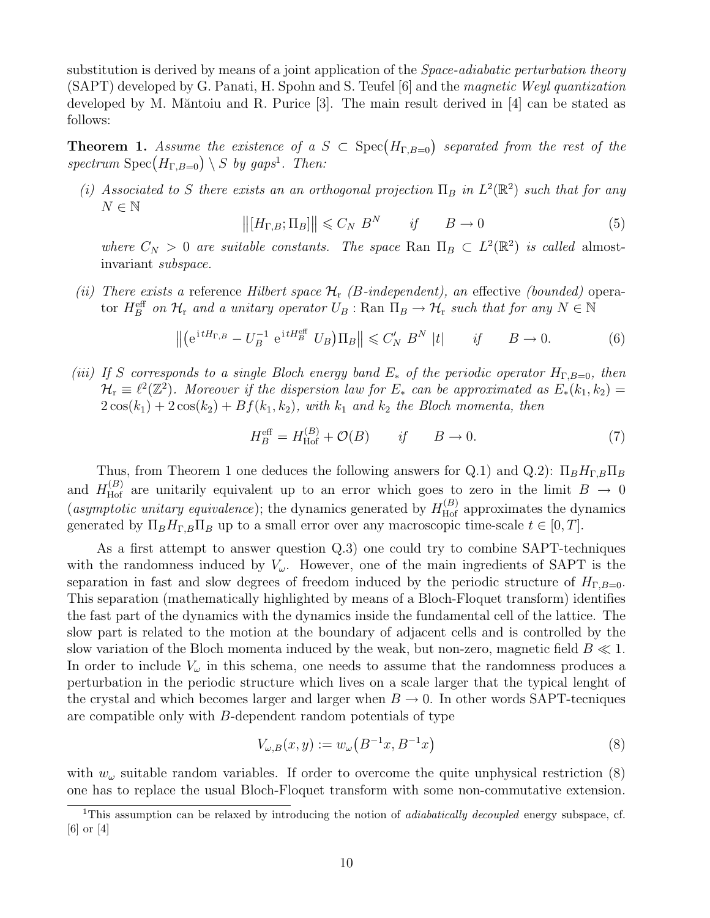substitution is derived by means of a joint application of the *Space-adiabatic perturbation theory* (SAPT) developed by G. Panati, H. Spohn and S. Teufel [6] and the *magnetic Weyl quantization* developed by M. Măntoiu and R. Purice [3]. The main result derived in [4] can be stated as follows:

**Theorem 1.** *Assume the existence of a $S \subset \mathrm{Spec}\big(H_{\Gamma,B=0}\big)$ separated from the rest of the spectrum $\mathrm{Spec}\big(H_{\Gamma,B=0}\big) \setminus S$ by gaps*[1]*. Then:*

*(i) Associated to $S$ there exists an an orthogonal projection $\Pi_B$ in $L^2(\mathbb{R}^2)$ such that for any $N \in \mathbb{N}$*

$$\big\|[H_{\Gamma,B};\Pi_B]\big\| \leqslant C_N\ B^N \qquad \text{if} \qquad B \to 0 \tag{5}$$

*where $C_N > 0$ are suitable constants. The space $\mathrm{Ran}\ \Pi_B \subset L^2(\mathbb{R}^2)$ is called* almost-invariant *subspace.*

*(ii) There exists a* reference *Hilbert space $\mathcal{H}_{\mathrm{r}}$ ($B$-independent), an* effective *(bounded) operator $H_B^{\mathrm{eff}}$ on $\mathcal{H}_{\mathrm{r}}$ and a unitary operator $U_B : \mathrm{Ran}\ \Pi_B \to \mathcal{H}_{\mathrm{r}}$ such that for any $N \in \mathbb{N}$*

$$\big\|\big(\mathrm{e}^{\,\mathrm{i}\,tH_{\Gamma,B}} - U_B^{-1}\ \mathrm{e}^{\,\mathrm{i}\,tH_B^{\mathrm{eff}}}\ U_B\big)\Pi_B\big\| \leqslant C'_N\ B^N\ |t| \qquad \text{if} \qquad B \to 0. \tag{6}$$

*(iii) If $S$ corresponds to a single Bloch energy band $E_*$ of the periodic operator $H_{\Gamma,B=0}$, then $\mathcal{H}_{\mathrm{r}} \equiv \ell^2(\mathbb{Z}^2)$. Moreover if the dispersion law for $E_*$ can be approximated as $E_*(k_1,k_2) = 2\cos(k_1) + 2\cos(k_2) + Bf(k_1,k_2)$, with $k_1$ and $k_2$ the Bloch momenta, then*

$$H_B^{\mathrm{eff}} = H_{\mathrm{Hof}}^{(B)} + \mathcal{O}(B) \qquad \text{if} \qquad B \to 0. \tag{7}$$

Thus, from Theorem 1 one deduces the following answers for Q.1) and Q.2): $\Pi_B H_{\Gamma,B} \Pi_B$ and $H_{\mathrm{Hof}}^{(B)}$ are unitarily equivalent up to an error which goes to zero in the limit $B \to 0$ (*asymptotic unitary equivalence*); the dynamics generated by $H_{\mathrm{Hof}}^{(B)}$ approximates the dynamics generated by $\Pi_B H_{\Gamma,B} \Pi_B$ up to a small error over any macroscopic time-scale $t \in [0,T]$.

As a first attempt to answer question Q.3) one could try to combine SAPT-techniques with the randomness induced by $V_\omega$. However, one of the main ingredients of SAPT is the separation in fast and slow degrees of freedom induced by the periodic structure of $H_{\Gamma,B=0}$. This separation (mathematically highlighted by means of a Bloch-Floquet transform) identifies the fast part of the dynamics with the dynamics inside the fundamental cell of the lattice. The slow part is related to the motion at the boundary of adjacent cells and is controlled by the slow variation of the Bloch momenta induced by the weak, but non-zero, magnetic field $B \ll 1$. In order to include $V_\omega$ in this schema, one needs to assume that the randomness produces a perturbation in the periodic structure which lives on a scale larger that the typical lenght of the crystal and which becomes larger and larger when $B \to 0$. In other words SAPT-tecniques are compatible only with $B$-dependent random potentials of type

$$V_{\omega,B}(x,y) := w_\omega\big(B^{-1}x, B^{-1}x\big) \tag{8}$$

with $w_\omega$ suitable random variables. If order to overcome the quite unphysical restriction (8) one has to replace the usual Bloch-Floquet transform with some non-commutative extension.

[1] This assumption can be relaxed by introducing the notion of *adiabatically decoupled* energy subspace, cf. [6] or [4]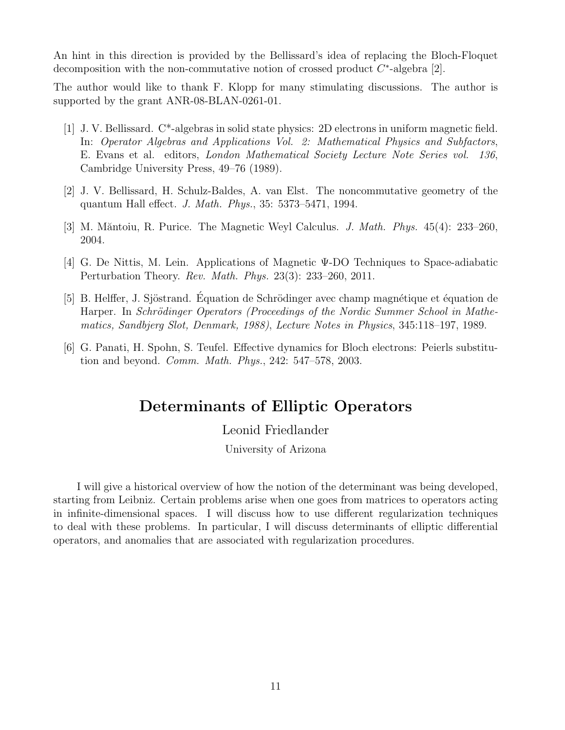An hint in this direction is provided by the Bellissard's idea of replacing the Bloch-Floquet decomposition with the non-commutative notion of crossed product $C^*$-algebra [2].

The author would like to thank F. Klopp for many stimulating discussions. The author is supported by the grant ANR-08-BLAN-0261-01.

[1] J. V. Bellissard. C*-algebras in solid state physics: 2D electrons in uniform magnetic field. In: *Operator Algebras and Applications Vol. 2: Mathematical Physics and Subfactors*, E. Evans et al. editors, *London Mathematical Society Lecture Note Series vol. 136*, Cambridge University Press, 49–76 (1989).

[2] J. V. Bellissard, H. Schulz-Baldes, A. van Elst. The noncommutative geometry of the quantum Hall effect. *J. Math. Phys.*, 35: 5373–5471, 1994.

[3] M. Măntoiu, R. Purice. The Magnetic Weyl Calculus. *J. Math. Phys.* 45(4): 233–260, 2004.

[4] G. De Nittis, M. Lein. Applications of Magnetic Ψ-DO Techniques to Space-adiabatic Perturbation Theory. *Rev. Math. Phys.* 23(3): 233–260, 2011.

[5] B. Helffer, J. Sjöstrand. Équation de Schrödinger avec champ magnétique et équation de Harper. In *Schrödinger Operators (Proceedings of the Nordic Summer School in Mathematics, Sandbjerg Slot, Denmark, 1988)*, *Lecture Notes in Physics*, 345:118–197, 1989.

[6] G. Panati, H. Spohn, S. Teufel. Effective dynamics for Bloch electrons: Peierls substitution and beyond. *Comm. Math. Phys.*, 242: 547–578, 2003.

## Determinants of Elliptic Operators

Leonid Friedlander

University of Arizona

I will give a historical overview of how the notion of the determinant was being developed, starting from Leibniz. Certain problems arise when one goes from matrices to operators acting in infinite-dimensional spaces. I will discuss how to use different regularization techniques to deal with these problems. In particular, I will discuss determinants of elliptic differential operators, and anomalies that are associated with regularization procedures.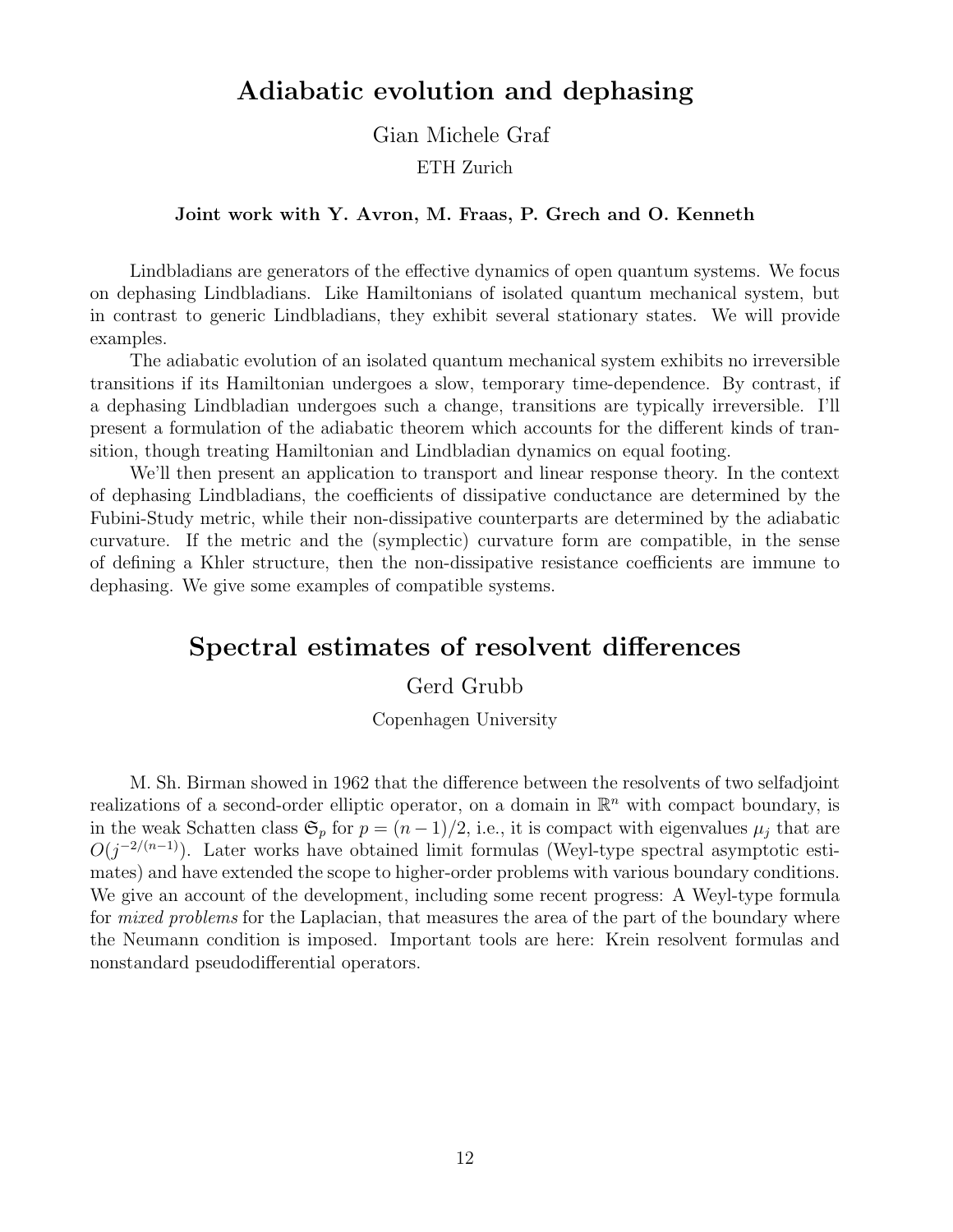## Adiabatic evolution and dephasing

Gian Michele Graf

ETH Zurich

**Joint work with Y. Avron, M. Fraas, P. Grech and O. Kenneth**

Lindbladians are generators of the effective dynamics of open quantum systems. We focus on dephasing Lindbladians. Like Hamiltonians of isolated quantum mechanical system, but in contrast to generic Lindbladians, they exhibit several stationary states. We will provide examples.

The adiabatic evolution of an isolated quantum mechanical system exhibits no irreversible transitions if its Hamiltonian undergoes a slow, temporary time-dependence. By contrast, if a dephasing Lindbladian undergoes such a change, transitions are typically irreversible. I'll present a formulation of the adiabatic theorem which accounts for the different kinds of transition, though treating Hamiltonian and Lindbladian dynamics on equal footing.

We'll then present an application to transport and linear response theory. In the context of dephasing Lindbladians, the coefficients of dissipative conductance are determined by the Fubini-Study metric, while their non-dissipative counterparts are determined by the adiabatic curvature. If the metric and the (symplectic) curvature form are compatible, in the sense of defining a Khler structure, then the non-dissipative resistance coefficients are immune to dephasing. We give some examples of compatible systems.

## Spectral estimates of resolvent differences

Gerd Grubb

Copenhagen University

M. Sh. Birman showed in 1962 that the difference between the resolvents of two selfadjoint realizations of a second-order elliptic operator, on a domain in $\mathbb{R}^n$ with compact boundary, is in the weak Schatten class $\mathfrak{S}_p$ for $p = (n-1)/2$, i.e., it is compact with eigenvalues $\mu_j$ that are $O(j^{-2/(n-1)})$. Later works have obtained limit formulas (Weyl-type spectral asymptotic estimates) and have extended the scope to higher-order problems with various boundary conditions. We give an account of the development, including some recent progress: A Weyl-type formula for *mixed problems* for the Laplacian, that measures the area of the part of the boundary where the Neumann condition is imposed. Important tools are here: Krein resolvent formulas and nonstandard pseudodifferential operators.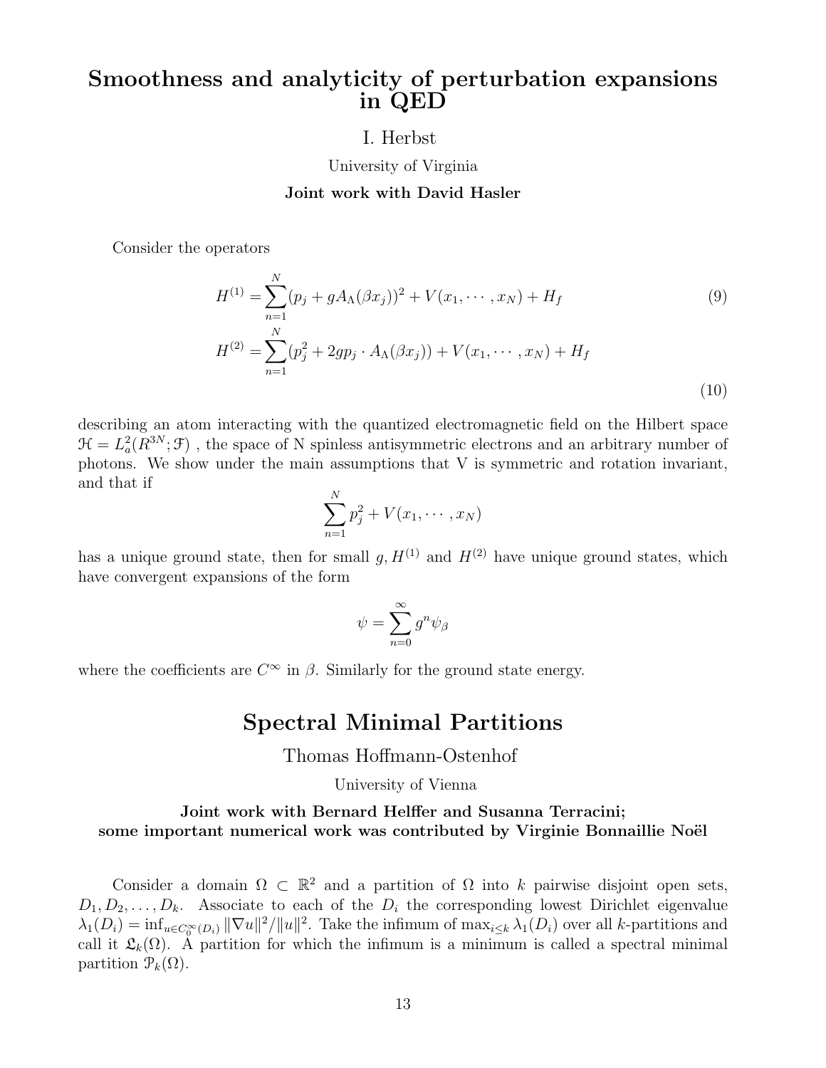## Smoothness and analyticity of perturbation expansions in QED

I. Herbst

University of Virginia

**Joint work with David Hasler**

Consider the operators

$$H^{(1)} = \sum_{n=1}^{N} (p_j + gA_\Lambda(\beta x_j))^2 + V(x_1, \cdots, x_N) + H_f \tag{9}$$

$$H^{(2)} = \sum_{n=1}^{N} (p_j^2 + 2gp_j \cdot A_\Lambda(\beta x_j)) + V(x_1, \cdots, x_N) + H_f \tag{10}$$

describing an atom interacting with the quantized electromagnetic field on the Hilbert space $\mathcal{H} = L^2_a(R^{3N}; \mathcal{F})$ , the space of N spinless antisymmetric electrons and an arbitrary number of photons. We show under the main assumptions that V is symmetric and rotation invariant, and that if

$$\sum_{n=1}^{N} p_j^2 + V(x_1, \cdots, x_N)$$

has a unique ground state, then for small $g$, $H^{(1)}$ and $H^{(2)}$ have unique ground states, which have convergent expansions of the form

$$\psi = \sum_{n=0}^{\infty} g^n \psi_\beta$$

where the coefficients are $C^\infty$ in $\beta$. Similarly for the ground state energy.

## Spectral Minimal Partitions

Thomas Hoffmann-Ostenhof

University of Vienna

**Joint work with Bernard Helffer and Susanna Terracini; some important numerical work was contributed by Virginie Bonnaillie Noël**

Consider a domain $\Omega \subset \mathbb{R}^2$ and a partition of $\Omega$ into $k$ pairwise disjoint open sets, $D_1, D_2, \ldots, D_k$. Associate to each of the $D_i$ the corresponding lowest Dirichlet eigenvalue $\lambda_1(D_i) = \inf_{u \in C_0^\infty(D_i)} \|\nabla u\|^2/\|u\|^2$. Take the infimum of $\max_{i \leq k} \lambda_1(D_i)$ over all $k$-partitions and call it $\mathfrak{L}_k(\Omega)$. A partition for which the infimum is a minimum is called a spectral minimal partition $\mathcal{P}_k(\Omega)$.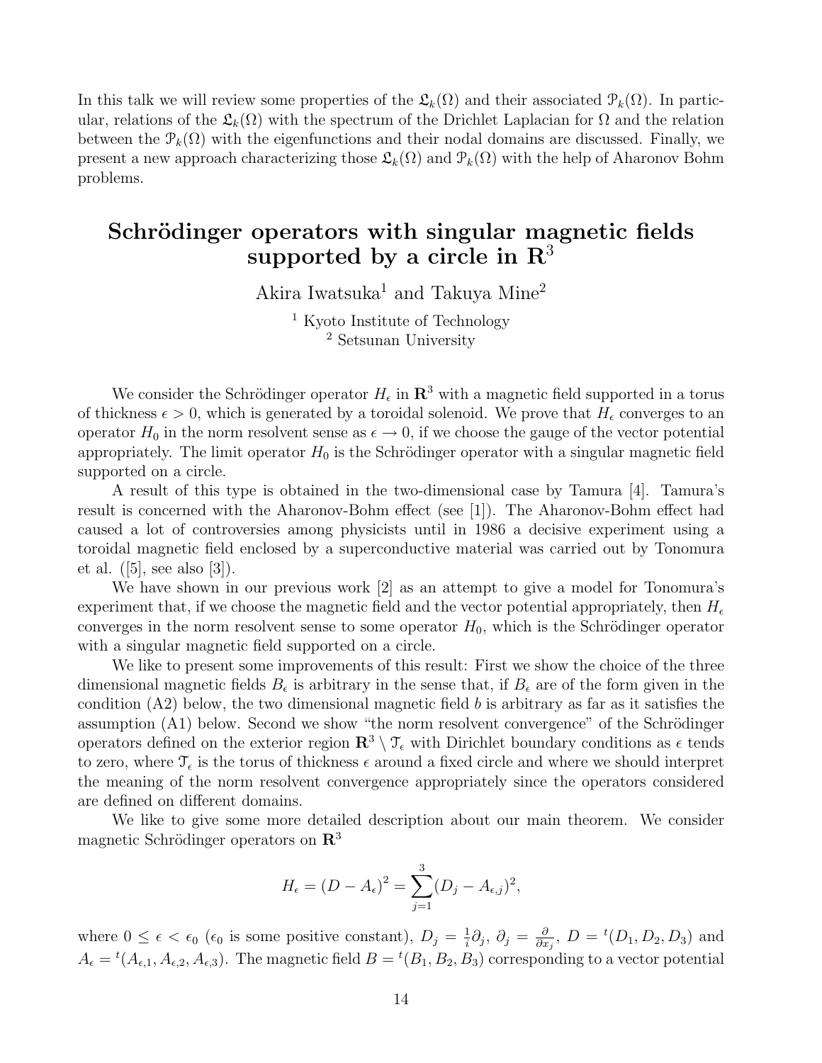In this talk we will review some properties of the $\mathfrak{L}_k(\Omega)$ and their associated $\mathcal{P}_k(\Omega)$. In particular, relations of the $\mathfrak{L}_k(\Omega)$ with the spectrum of the Drichlet Laplacian for $\Omega$ and the relation between the $\mathcal{P}_k(\Omega)$ with the eigenfunctions and their nodal domains are discussed. Finally, we present a new approach characterizing those $\mathfrak{L}_k(\Omega)$ and $\mathcal{P}_k(\Omega)$ with the help of Aharonov Bohm problems.

## Schrödinger operators with singular magnetic fields supported by a circle in $\mathbf{R}^3$

Akira Iwatsuka[1] and Takuya Mine[2]

[1] Kyoto Institute of Technology
[2] Setsunan University

We consider the Schrödinger operator $H_\epsilon$ in $\mathbf{R}^3$ with a magnetic field supported in a torus of thickness $\epsilon > 0$, which is generated by a toroidal solenoid. We prove that $H_\epsilon$ converges to an operator $H_0$ in the norm resolvent sense as $\epsilon \to 0$, if we choose the gauge of the vector potential appropriately. The limit operator $H_0$ is the Schrödinger operator with a singular magnetic field supported on a circle.

A result of this type is obtained in the two-dimensional case by Tamura [4]. Tamura's result is concerned with the Aharonov-Bohm effect (see [1]). The Aharonov-Bohm effect had caused a lot of controversies among physicists until in 1986 a decisive experiment using a toroidal magnetic field enclosed by a superconductive material was carried out by Tonomura et al. ([5], see also [3]).

We have shown in our previous work [2] as an attempt to give a model for Tonomura's experiment that, if we choose the magnetic field and the vector potential appropriately, then $H_\epsilon$ converges in the norm resolvent sense to some operator $H_0$, which is the Schrödinger operator with a singular magnetic field supported on a circle.

We like to present some improvements of this result: First we show the choice of the three dimensional magnetic fields $B_\epsilon$ is arbitrary in the sense that, if $B_\epsilon$ are of the form given in the condition (A2) below, the two dimensional magnetic field $b$ is arbitrary as far as it satisfies the assumption (A1) below. Second we show "the norm resolvent convergence" of the Schrödinger operators defined on the exterior region $\mathbf{R}^3 \setminus \mathcal{T}_\epsilon$ with Dirichlet boundary conditions as $\epsilon$ tends to zero, where $\mathcal{T}_\epsilon$ is the torus of thickness $\epsilon$ around a fixed circle and where we should interpret the meaning of the norm resolvent convergence appropriately since the operators considered are defined on different domains.

We like to give some more detailed description about our main theorem. We consider magnetic Schrödinger operators on $\mathbf{R}^3$

$$H_\epsilon = (D - A_\epsilon)^2 = \sum_{j=1}^{3} (D_j - A_{\epsilon,j})^2,$$

where $0 \le \epsilon < \epsilon_0$ ($\epsilon_0$ is some positive constant), $D_j = \frac{1}{i}\partial_j$, $\partial_j = \frac{\partial}{\partial x_j}$, $D = {}^t(D_1, D_2, D_3)$ and $A_\epsilon = {}^t(A_{\epsilon,1}, A_{\epsilon,2}, A_{\epsilon,3})$. The magnetic field $B = {}^t(B_1, B_2, B_3)$ corresponding to a vector potential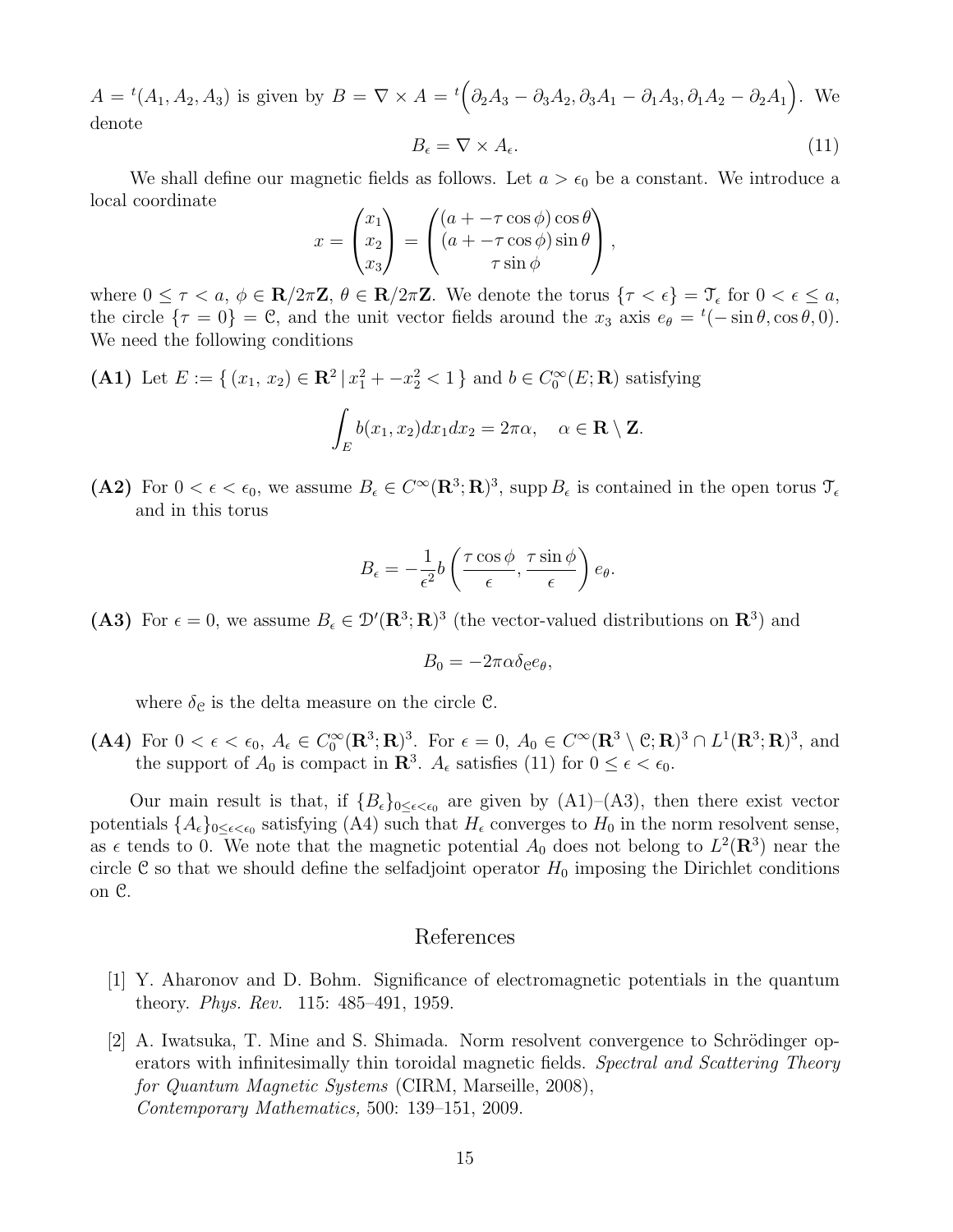$A = {}^t(A_1, A_2, A_3)$ is given by $B = \nabla \times A = {}^t\Big(\partial_2 A_3 - \partial_3 A_2, \partial_3 A_1 - \partial_1 A_3, \partial_1 A_2 - \partial_2 A_1\Big)$. We denote

$$B_\epsilon = \nabla \times A_\epsilon. \tag{11}$$

We shall define our magnetic fields as follows. Let $a > \epsilon_0$ be a constant. We introduce a local coordinate

$$x = \begin{pmatrix} x_1 \\ x_2 \\ x_3 \end{pmatrix} = \begin{pmatrix} (a + -\tau \cos\phi)\cos\theta \\ (a + -\tau\cos\phi)\sin\theta \\ \tau \sin\phi \end{pmatrix},$$

where $0 \leq \tau < a$, $\phi \in \mathbf{R}/2\pi\mathbf{Z}$, $\theta \in \mathbf{R}/2\pi\mathbf{Z}$. We denote the torus $\{\tau < \epsilon\} = \mathcal{T}_\epsilon$ for $0 < \epsilon \leq a$, the circle $\{\tau = 0\} = \mathcal{C}$, and the unit vector fields around the $x_3$ axis $e_\theta = {}^t(-\sin\theta, \cos\theta, 0)$. We need the following conditions

**(A1)** Let $E := \{\, (x_1,\, x_2) \in \mathbf{R}^2 \,|\, x_1^2 + -x_2^2 < 1 \,\}$ and $b \in C_0^\infty(E; \mathbf{R})$ satisfying

$$\int_E b(x_1, x_2)dx_1dx_2 = 2\pi\alpha, \quad \alpha \in \mathbf{R} \setminus \mathbf{Z}.$$

**(A2)** For $0 < \epsilon < \epsilon_0$, we assume $B_\epsilon \in C^\infty(\mathbf{R}^3; \mathbf{R})^3$, $\operatorname{supp} B_\epsilon$ is contained in the open torus $\mathcal{T}_\epsilon$ and in this torus

$$B_\epsilon = -\frac{1}{\epsilon^2} b\left(\frac{\tau\cos\phi}{\epsilon}, \frac{\tau\sin\phi}{\epsilon}\right) e_\theta.$$

**(A3)** For $\epsilon = 0$, we assume $B_\epsilon \in \mathcal{D}'(\mathbf{R}^3; \mathbf{R})^3$ (the vector-valued distributions on $\mathbf{R}^3$) and

$$B_0 = -2\pi\alpha\delta_{\mathcal{C}} e_\theta,$$

where $\delta_{\mathcal{C}}$ is the delta measure on the circle $\mathcal{C}$.

**(A4)** For $0 < \epsilon < \epsilon_0$, $A_\epsilon \in C_0^\infty(\mathbf{R}^3; \mathbf{R})^3$. For $\epsilon = 0$, $A_0 \in C^\infty(\mathbf{R}^3 \setminus \mathcal{C}; \mathbf{R})^3 \cap L^1(\mathbf{R}^3; \mathbf{R})^3$, and the support of $A_0$ is compact in $\mathbf{R}^3$. $A_\epsilon$ satisfies (11) for $0 \leq \epsilon < \epsilon_0$.

Our main result is that, if $\{B_\epsilon\}_{0 \leq \epsilon < \epsilon_0}$ are given by (A1)–(A3), then there exist vector potentials $\{A_\epsilon\}_{0 \leq \epsilon < \epsilon_0}$ satisfying (A4) such that $H_\epsilon$ converges to $H_0$ in the norm resolvent sense, as $\epsilon$ tends to 0. We note that the magnetic potential $A_0$ does not belong to $L^2(\mathbf{R}^3)$ near the circle $\mathcal{C}$ so that we should define the selfadjoint operator $H_0$ imposing the Dirichlet conditions on $\mathcal{C}$.

## References

[1] Y. Aharonov and D. Bohm. Significance of electromagnetic potentials in the quantum theory. *Phys. Rev.* 115: 485–491, 1959.

[2] A. Iwatsuka, T. Mine and S. Shimada. Norm resolvent convergence to Schrödinger operators with infinitesimally thin toroidal magnetic fields. *Spectral and Scattering Theory for Quantum Magnetic Systems* (CIRM, Marseille, 2008), *Contemporary Mathematics,* 500: 139–151, 2009.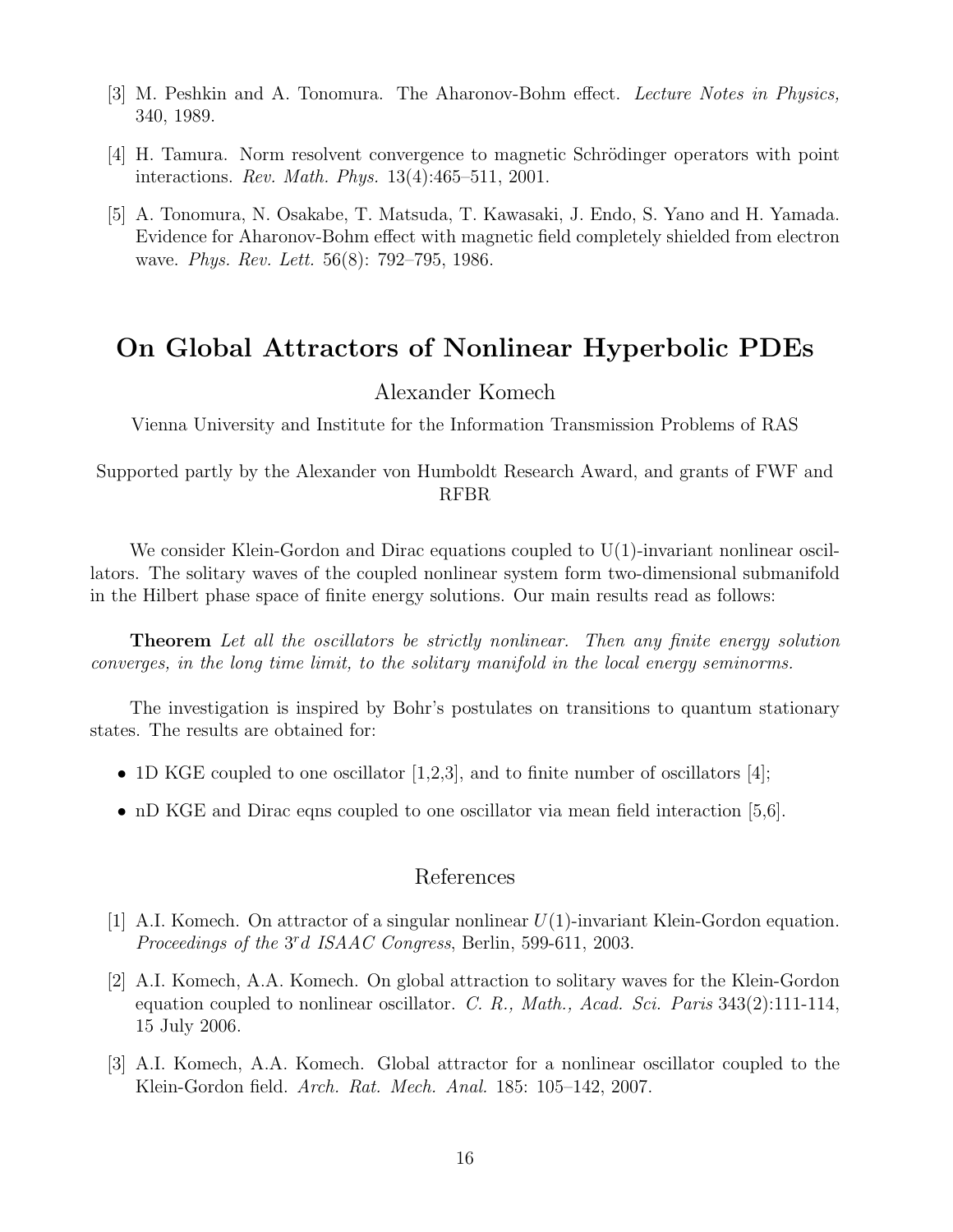[3] M. Peshkin and A. Tonomura. The Aharonov-Bohm effect. *Lecture Notes in Physics,* 340, 1989.

[4] H. Tamura. Norm resolvent convergence to magnetic Schrödinger operators with point interactions. *Rev. Math. Phys.* 13(4):465–511, 2001.

[5] A. Tonomura, N. Osakabe, T. Matsuda, T. Kawasaki, J. Endo, S. Yano and H. Yamada. Evidence for Aharonov-Bohm effect with magnetic field completely shielded from electron wave. *Phys. Rev. Lett.* 56(8): 792–795, 1986.

# On Global Attractors of Nonlinear Hyperbolic PDEs

Alexander Komech

Vienna University and Institute for the Information Transmission Problems of RAS

Supported partly by the Alexander von Humboldt Research Award, and grants of FWF and RFBR

We consider Klein-Gordon and Dirac equations coupled to U(1)-invariant nonlinear oscillators. The solitary waves of the coupled nonlinear system form two-dimensional submanifold in the Hilbert phase space of finite energy solutions. Our main results read as follows:

**Theorem** *Let all the oscillators be strictly nonlinear. Then any finite energy solution converges, in the long time limit, to the solitary manifold in the local energy seminorms.*

The investigation is inspired by Bohr's postulates on transitions to quantum stationary states. The results are obtained for:

- 1D KGE coupled to one oscillator [1,2,3], and to finite number of oscillators [4];
- nD KGE and Dirac eqns coupled to one oscillator via mean field interaction [5,6].

## References

[1] A.I. Komech. On attractor of a singular nonlinear $U(1)$-invariant Klein-Gordon equation. *Proceedings of the* $3^r d$ *ISAAC Congress*, Berlin, 599-611, 2003.

[2] A.I. Komech, A.A. Komech. On global attraction to solitary waves for the Klein-Gordon equation coupled to nonlinear oscillator. *C. R., Math., Acad. Sci. Paris* 343(2):111-114, 15 July 2006.

[3] A.I. Komech, A.A. Komech. Global attractor for a nonlinear oscillator coupled to the Klein-Gordon field. *Arch. Rat. Mech. Anal.* 185: 105–142, 2007.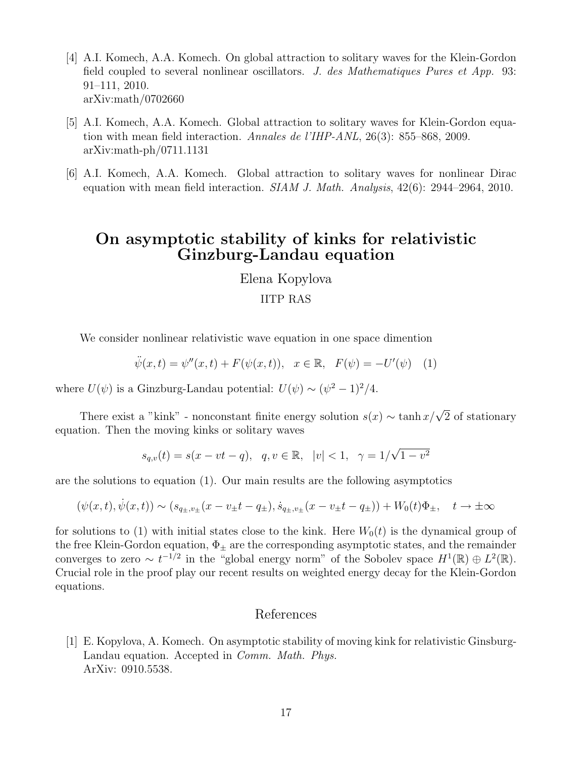[4] A.I. Komech, A.A. Komech. On global attraction to solitary waves for the Klein-Gordon field coupled to several nonlinear oscillators. *J. des Mathematiques Pures et App.* 93: 91–111, 2010.
arXiv:math/0702660

[5] A.I. Komech, A.A. Komech. Global attraction to solitary waves for Klein-Gordon equation with mean field interaction. *Annales de l'IHP-ANL*, 26(3): 855–868, 2009.
arXiv:math-ph/0711.1131

[6] A.I. Komech, A.A. Komech. Global attraction to solitary waves for nonlinear Dirac equation with mean field interaction. *SIAM J. Math. Analysis*, 42(6): 2944–2964, 2010.

## On asymptotic stability of kinks for relativistic Ginzburg-Landau equation

Elena Kopylova

IITP RAS

We consider nonlinear relativistic wave equation in one space dimention

$$\ddot{\psi}(x,t) = \psi''(x,t) + F(\psi(x,t)), \quad x \in \mathbb{R}, \quad F(\psi) = -U'(\psi) \quad (1)$$

where $U(\psi)$ is a Ginzburg-Landau potential: $U(\psi) \sim (\psi^2 - 1)^2/4$.

There exist a "kink" - nonconstant finite energy solution $s(x) \sim \tanh x/\sqrt{2}$ of stationary equation. Then the moving kinks or solitary waves

$$s_{q,v}(t) = s(x - vt - q), \quad q, v \in \mathbb{R}, \quad |v| < 1, \quad \gamma = 1/\sqrt{1 - v^2}$$

are the solutions to equation (1). Our main results are the following asymptotics

$$(\psi(x,t), \dot{\psi}(x,t)) \sim (s_{q_\pm,v_\pm}(x - v_\pm t - q_\pm), \dot{s}_{q_\pm,v_\pm}(x - v_\pm t - q_\pm)) + W_0(t)\Phi_\pm, \quad t \to \pm\infty$$

for solutions to (1) with initial states close to the kink. Here $W_0(t)$ is the dynamical group of the free Klein-Gordon equation, $\Phi_\pm$ are the corresponding asymptotic states, and the remainder converges to zero $\sim t^{-1/2}$ in the "global energy norm" of the Sobolev space $H^1(\mathbb{R}) \oplus L^2(\mathbb{R})$. Crucial role in the proof play our recent results on weighted energy decay for the Klein-Gordon equations.

### References

[1] E. Kopylova, A. Komech. On asymptotic stability of moving kink for relativistic Ginsburg-Landau equation. Accepted in *Comm. Math. Phys.*
ArXiv: 0910.5538.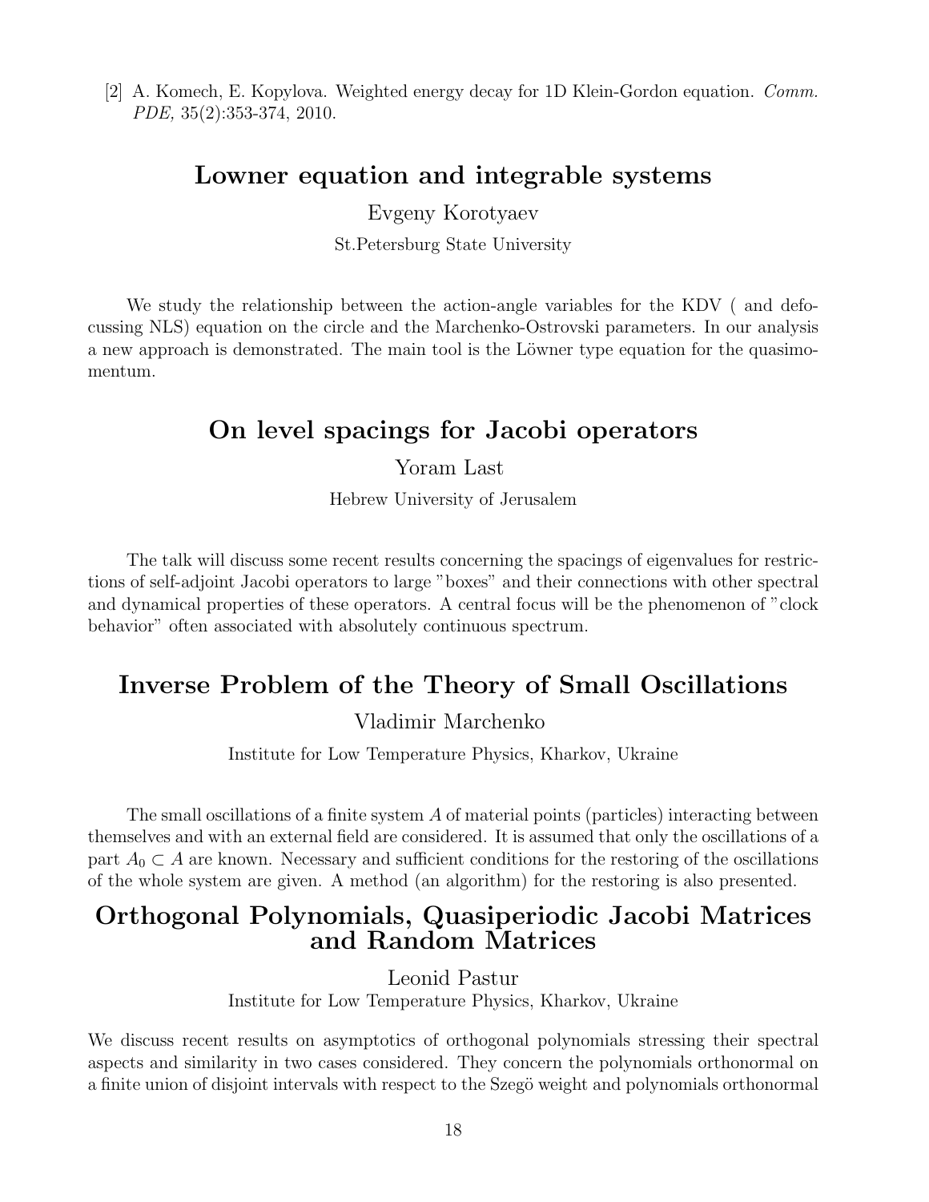[2] A. Komech, E. Kopylova. Weighted energy decay for 1D Klein-Gordon equation. *Comm. PDE,* 35(2):353-374, 2010.

## Lowner equation and integrable systems

Evgeny Korotyaev

St.Petersburg State University

We study the relationship between the action-angle variables for the KDV ( and defocussing NLS) equation on the circle and the Marchenko-Ostrovski parameters. In our analysis a new approach is demonstrated. The main tool is the Löwner type equation for the quasimomentum.

## On level spacings for Jacobi operators

Yoram Last

Hebrew University of Jerusalem

The talk will discuss some recent results concerning the spacings of eigenvalues for restrictions of self-adjoint Jacobi operators to large "boxes" and their connections with other spectral and dynamical properties of these operators. A central focus will be the phenomenon of "clock behavior" often associated with absolutely continuous spectrum.

## Inverse Problem of the Theory of Small Oscillations

Vladimir Marchenko

Institute for Low Temperature Physics, Kharkov, Ukraine

The small oscillations of a finite system $A$ of material points (particles) interacting between themselves and with an external field are considered. It is assumed that only the oscillations of a part $A_0 \subset A$ are known. Necessary and sufficient conditions for the restoring of the oscillations of the whole system are given. A method (an algorithm) for the restoring is also presented.

## Orthogonal Polynomials, Quasiperiodic Jacobi Matrices and Random Matrices

Leonid Pastur

Institute for Low Temperature Physics, Kharkov, Ukraine

We discuss recent results on asymptotics of orthogonal polynomials stressing their spectral aspects and similarity in two cases considered. They concern the polynomials orthonormal on a finite union of disjoint intervals with respect to the Szegö weight and polynomials orthonormal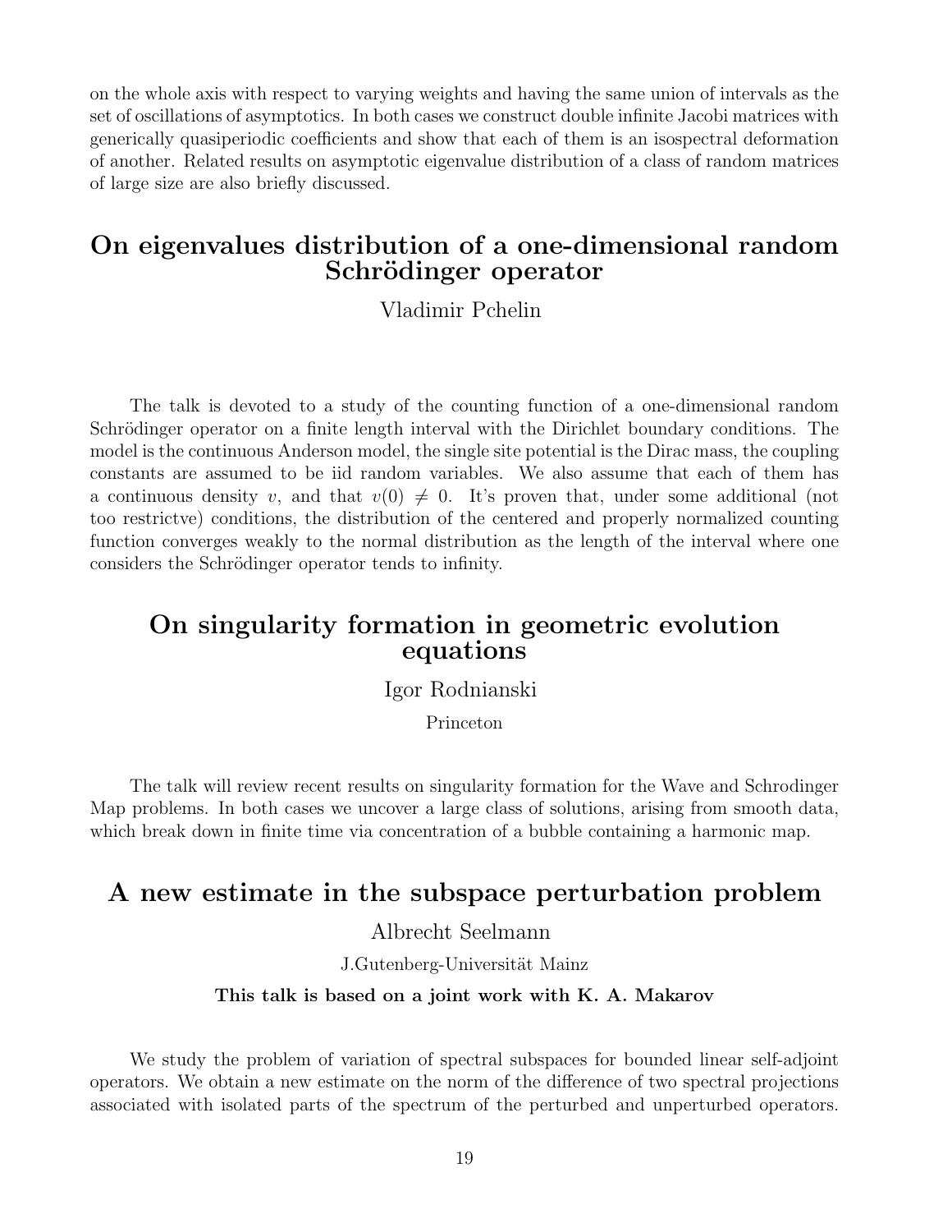on the whole axis with respect to varying weights and having the same union of intervals as the set of oscillations of asymptotics. In both cases we construct double infinite Jacobi matrices with generically quasiperiodic coefficients and show that each of them is an isospectral deformation of another. Related results on asymptotic eigenvalue distribution of a class of random matrices of large size are also briefly discussed.

## On eigenvalues distribution of a one-dimensional random Schrödinger operator

Vladimir Pchelin

The talk is devoted to a study of the counting function of a one-dimensional random Schrödinger operator on a finite length interval with the Dirichlet boundary conditions. The model is the continuous Anderson model, the single site potential is the Dirac mass, the coupling constants are assumed to be iid random variables. We also assume that each of them has a continuous density $v$, and that $v(0) \neq 0$. It's proven that, under some additional (not too restrictve) conditions, the distribution of the centered and properly normalized counting function converges weakly to the normal distribution as the length of the interval where one considers the Schrödinger operator tends to infinity.

## On singularity formation in geometric evolution equations

Igor Rodnianski

Princeton

The talk will review recent results on singularity formation for the Wave and Schrodinger Map problems. In both cases we uncover a large class of solutions, arising from smooth data, which break down in finite time via concentration of a bubble containing a harmonic map.

## A new estimate in the subspace perturbation problem

Albrecht Seelmann

J.Gutenberg-Universität Mainz

**This talk is based on a joint work with K. A. Makarov**

We study the problem of variation of spectral subspaces for bounded linear self-adjoint operators. We obtain a new estimate on the norm of the difference of two spectral projections associated with isolated parts of the spectrum of the perturbed and unperturbed operators.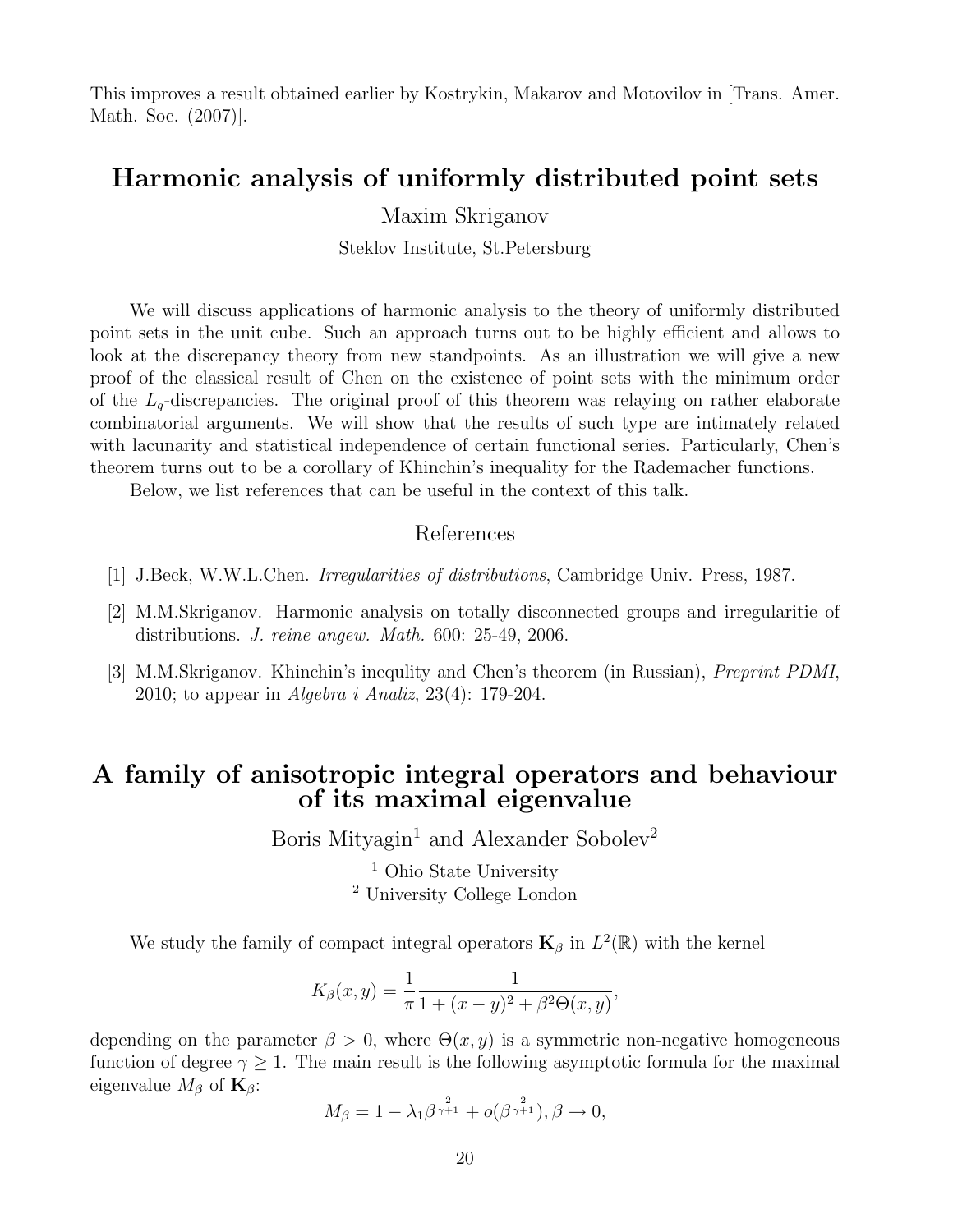This improves a result obtained earlier by Kostrykin, Makarov and Motovilov in [Trans. Amer. Math. Soc. (2007)].

## Harmonic analysis of uniformly distributed point sets

Maxim Skriganov

Steklov Institute, St.Petersburg

We will discuss applications of harmonic analysis to the theory of uniformly distributed point sets in the unit cube. Such an approach turns out to be highly efficient and allows to look at the discrepancy theory from new standpoints. As an illustration we will give a new proof of the classical result of Chen on the existence of point sets with the minimum order of the $L_q$-discrepancies. The original proof of this theorem was relaying on rather elaborate combinatorial arguments. We will show that the results of such type are intimately related with lacunarity and statistical independence of certain functional series. Particularly, Chen's theorem turns out to be a corollary of Khinchin's inequality for the Rademacher functions.

Below, we list references that can be useful in the context of this talk.

### References

[1] J.Beck, W.W.L.Chen. *Irregularities of distributions*, Cambridge Univ. Press, 1987.

[2] M.M.Skriganov. Harmonic analysis on totally disconnected groups and irregularitie of distributions. *J. reine angew. Math.* 600: 25-49, 2006.

[3] M.M.Skriganov. Khinchin's inequlity and Chen's theorem (in Russian), *Preprint PDMI*, 2010; to appear in *Algebra i Analiz*, 23(4): 179-204.

## A family of anisotropic integral operators and behaviour of its maximal eigenvalue

Boris Mityagin[1] and Alexander Sobolev[2]

[1] Ohio State University
[2] University College London

We study the family of compact integral operators $\mathbf{K}_\beta$ in $L^2(\mathbb{R})$ with the kernel

$$K_\beta(x,y) = \frac{1}{\pi}\frac{1}{1+(x-y)^2+\beta^2\Theta(x,y)},$$

depending on the parameter $\beta > 0$, where $\Theta(x,y)$ is a symmetric non-negative homogeneous function of degree $\gamma \geq 1$. The main result is the following asymptotic formula for the maximal eigenvalue $M_\beta$ of $\mathbf{K}_\beta$:

$$M_\beta = 1 - \lambda_1 \beta^{\frac{2}{\gamma+1}} + o(\beta^{\frac{2}{\gamma+1}}), \beta \to 0,$$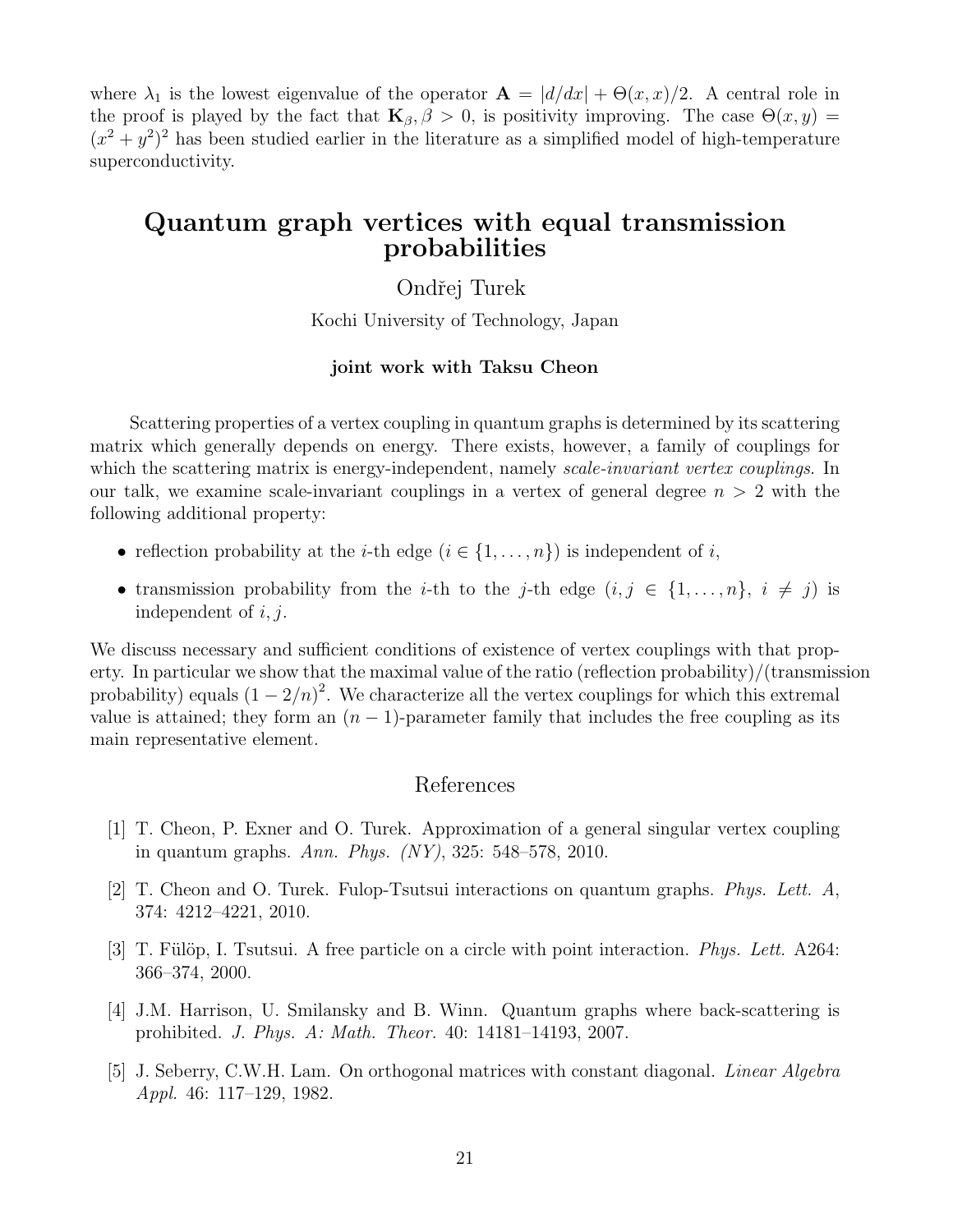where $\lambda_1$ is the lowest eigenvalue of the operator $\mathbf{A} = |d/dx| + \Theta(x,x)/2$. A central role in the proof is played by the fact that $\mathbf{K}_\beta, \beta > 0$, is positivity improving. The case $\Theta(x,y) = (x^2+y^2)^2$ has been studied earlier in the literature as a simplified model of high-temperature superconductivity.

## Quantum graph vertices with equal transmission probabilities

Ondřej Turek

Kochi University of Technology, Japan

**joint work with Taksu Cheon**

Scattering properties of a vertex coupling in quantum graphs is determined by its scattering matrix which generally depends on energy. There exists, however, a family of couplings for which the scattering matrix is energy-independent, namely *scale-invariant vertex couplings*. In our talk, we examine scale-invariant couplings in a vertex of general degree $n > 2$ with the following additional property:

- reflection probability at the $i$-th edge ($i \in \{1, \dots, n\}$) is independent of $i$,
- transmission probability from the $i$-th to the $j$-th edge ($i, j \in \{1, \dots, n\}$, $i \neq j$) is independent of $i, j$.

We discuss necessary and sufficient conditions of existence of vertex couplings with that property. In particular we show that the maximal value of the ratio (reflection probability)/(transmission probability) equals $(1 - 2/n)^2$. We characterize all the vertex couplings for which this extremal value is attained; they form an $(n-1)$-parameter family that includes the free coupling as its main representative element.

### References

[1] T. Cheon, P. Exner and O. Turek. Approximation of a general singular vertex coupling in quantum graphs. *Ann. Phys. (NY)*, 325: 548–578, 2010.

[2] T. Cheon and O. Turek. Fulop-Tsutsui interactions on quantum graphs. *Phys. Lett. A*, 374: 4212–4221, 2010.

[3] T. Fülöp, I. Tsutsui. A free particle on a circle with point interaction. *Phys. Lett.* A264: 366–374, 2000.

[4] J.M. Harrison, U. Smilansky and B. Winn. Quantum graphs where back-scattering is prohibited. *J. Phys. A: Math. Theor.* 40: 14181–14193, 2007.

[5] J. Seberry, C.W.H. Lam. On orthogonal matrices with constant diagonal. *Linear Algebra Appl.* 46: 117–129, 1982.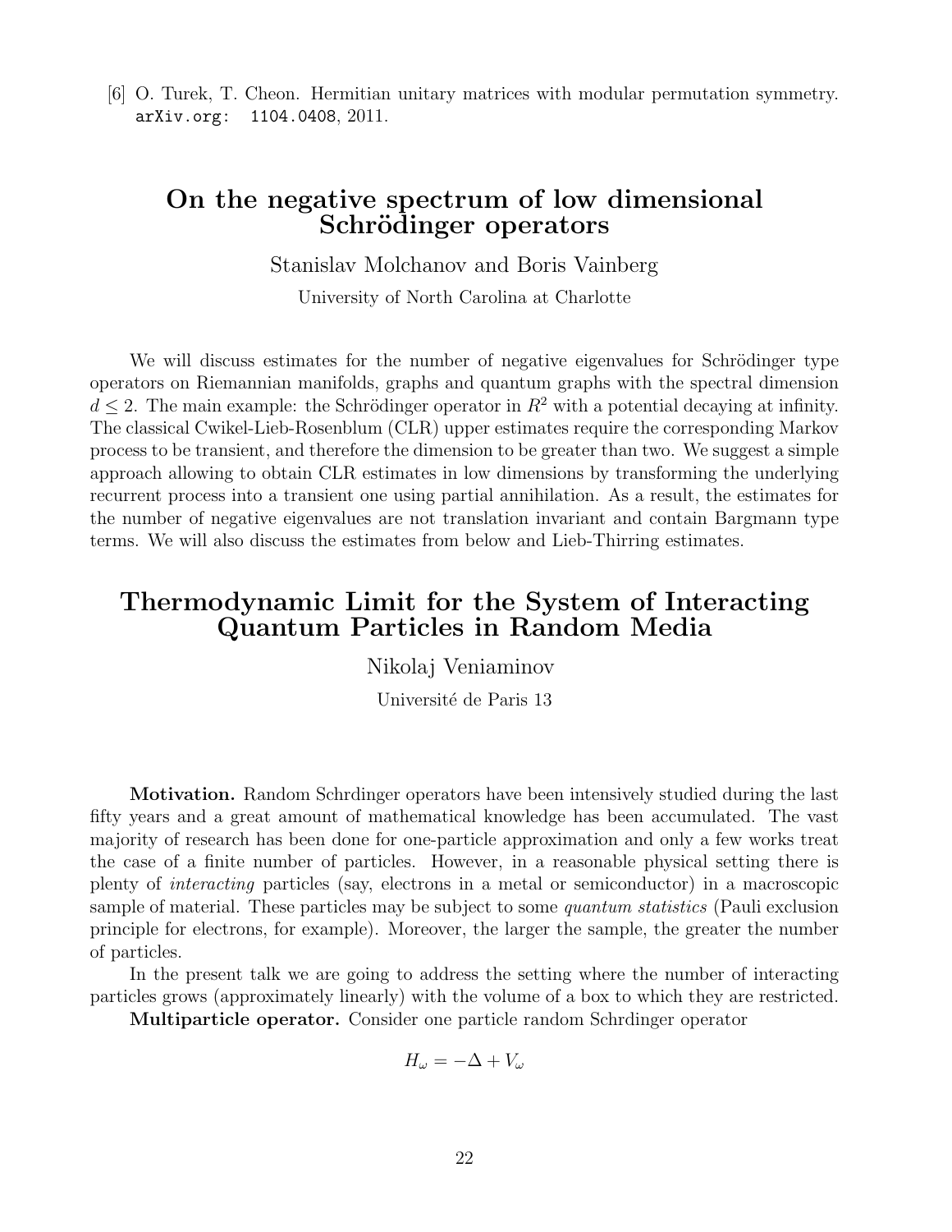[6] O. Turek, T. Cheon. Hermitian unitary matrices with modular permutation symmetry. `arXiv.org: 1104.0408`, 2011.

## On the negative spectrum of low dimensional Schrödinger operators

Stanislav Molchanov and Boris Vainberg

University of North Carolina at Charlotte

We will discuss estimates for the number of negative eigenvalues for Schrödinger type operators on Riemannian manifolds, graphs and quantum graphs with the spectral dimension $d \leq 2$. The main example: the Schrödinger operator in $R^2$ with a potential decaying at infinity. The classical Cwikel-Lieb-Rosenblum (CLR) upper estimates require the corresponding Markov process to be transient, and therefore the dimension to be greater than two. We suggest a simple approach allowing to obtain CLR estimates in low dimensions by transforming the underlying recurrent process into a transient one using partial annihilation. As a result, the estimates for the number of negative eigenvalues are not translation invariant and contain Bargmann type terms. We will also discuss the estimates from below and Lieb-Thirring estimates.

## Thermodynamic Limit for the System of Interacting Quantum Particles in Random Media

Nikolaj Veniaminov

Université de Paris 13

**Motivation.** Random Schrdinger operators have been intensively studied during the last fifty years and a great amount of mathematical knowledge has been accumulated. The vast majority of research has been done for one-particle approximation and only a few works treat the case of a finite number of particles. However, in a reasonable physical setting there is plenty of *interacting* particles (say, electrons in a metal or semiconductor) in a macroscopic sample of material. These particles may be subject to some *quantum statistics* (Pauli exclusion principle for electrons, for example). Moreover, the larger the sample, the greater the number of particles.

In the present talk we are going to address the setting where the number of interacting particles grows (approximately linearly) with the volume of a box to which they are restricted.

**Multiparticle operator.** Consider one particle random Schrdinger operator

$$H_\omega = -\Delta + V_\omega$$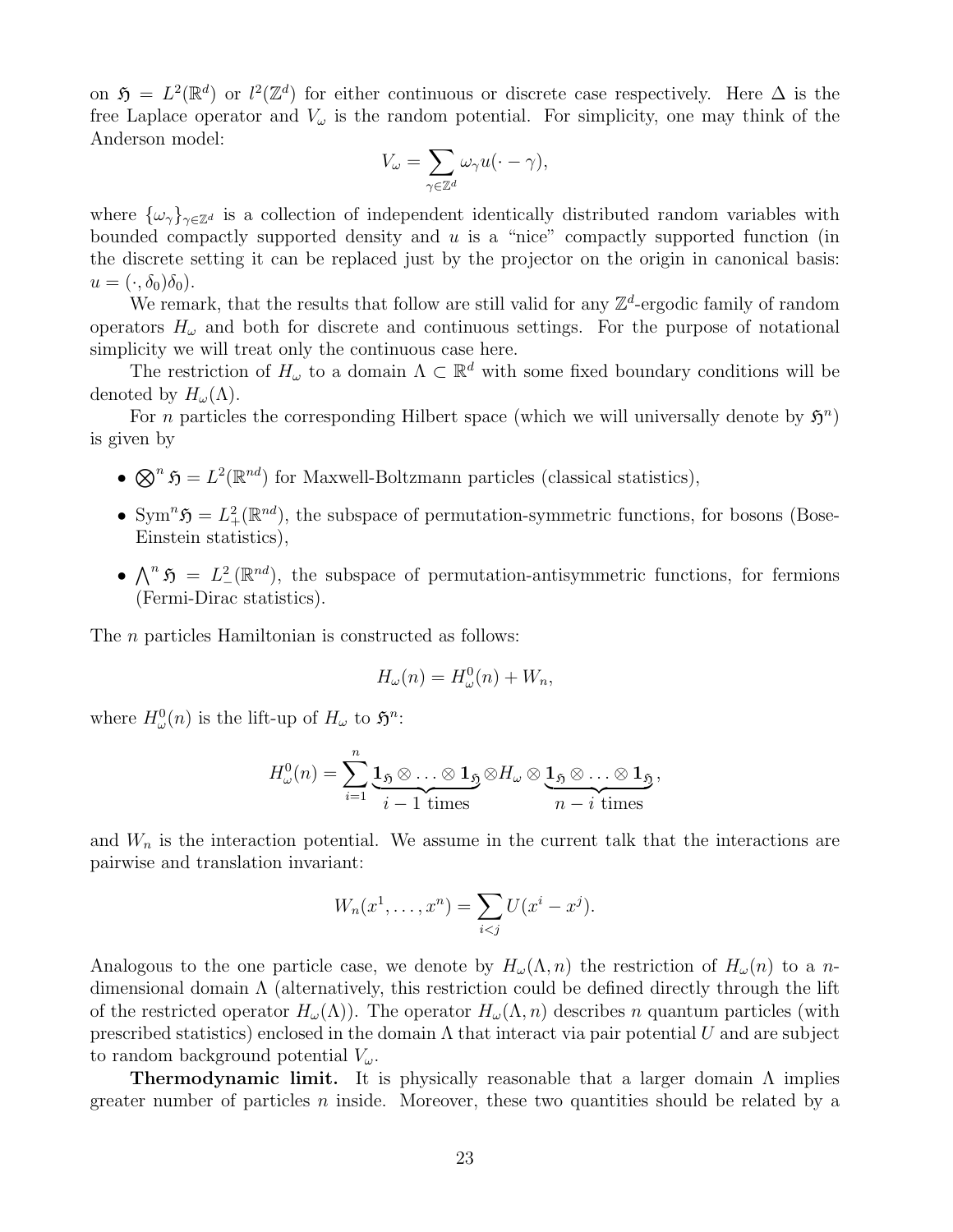on $\mathfrak{H} = L^2(\mathbb{R}^d)$ or $l^2(\mathbb{Z}^d)$ for either continuous or discrete case respectively. Here $\Delta$ is the free Laplace operator and $V_\omega$ is the random potential. For simplicity, one may think of the Anderson model:

$$V_\omega = \sum_{\gamma \in \mathbb{Z}^d} \omega_\gamma u(\cdot - \gamma),$$

where $\{\omega_\gamma\}_{\gamma \in \mathbb{Z}^d}$ is a collection of independent identically distributed random variables with bounded compactly supported density and $u$ is a "nice" compactly supported function (in the discrete setting it can be replaced just by the projector on the origin in canonical basis: $u = (\cdot, \delta_0)\delta_0$).

We remark, that the results that follow are still valid for any $\mathbb{Z}^d$-ergodic family of random operators $H_\omega$ and both for discrete and continuous settings. For the purpose of notational simplicity we will treat only the continuous case here.

The restriction of $H_\omega$ to a domain $\Lambda \subset \mathbb{R}^d$ with some fixed boundary conditions will be denoted by $H_\omega(\Lambda)$.

For $n$ particles the corresponding Hilbert space (which we will universally denote by $\mathfrak{H}^n$) is given by

- $\bigotimes^n \mathfrak{H} = L^2(\mathbb{R}^{nd})$ for Maxwell-Boltzmann particles (classical statistics),
- $\mathrm{Sym}^n \mathfrak{H} = L^2_+(\mathbb{R}^{nd})$, the subspace of permutation-symmetric functions, for bosons (Bose-Einstein statistics),
- $\bigwedge^n \mathfrak{H} = L^2_-(\mathbb{R}^{nd})$, the subspace of permutation-antisymmetric functions, for fermions (Fermi-Dirac statistics).

The $n$ particles Hamiltonian is constructed as follows:

$$H_\omega(n) = H^0_\omega(n) + W_n,$$

where $H^0_\omega(n)$ is the lift-up of $H_\omega$ to $\mathfrak{H}^n$:

$$H^0_\omega(n) = \sum_{i=1}^{n} \underbrace{\mathbf{1}_{\mathfrak{H}} \otimes \ldots \otimes \mathbf{1}_{\mathfrak{H}}}_{i-1 \text{ times}} \otimes H_\omega \otimes \underbrace{\mathbf{1}_{\mathfrak{H}} \otimes \ldots \otimes \mathbf{1}_{\mathfrak{H}}}_{n-i \text{ times}},$$

and $W_n$ is the interaction potential. We assume in the current talk that the interactions are pairwise and translation invariant:

$$W_n(x^1, \ldots, x^n) = \sum_{i<j} U(x^i - x^j).$$

Analogous to the one particle case, we denote by $H_\omega(\Lambda, n)$ the restriction of $H_\omega(n)$ to a $n$-dimensional domain $\Lambda$ (alternatively, this restriction could be defined directly through the lift of the restricted operator $H_\omega(\Lambda)$). The operator $H_\omega(\Lambda, n)$ describes $n$ quantum particles (with prescribed statistics) enclosed in the domain $\Lambda$ that interact via pair potential $U$ and are subject to random background potential $V_\omega$.

**Thermodynamic limit.** It is physically reasonable that a larger domain $\Lambda$ implies greater number of particles $n$ inside. Moreover, these two quantities should be related by a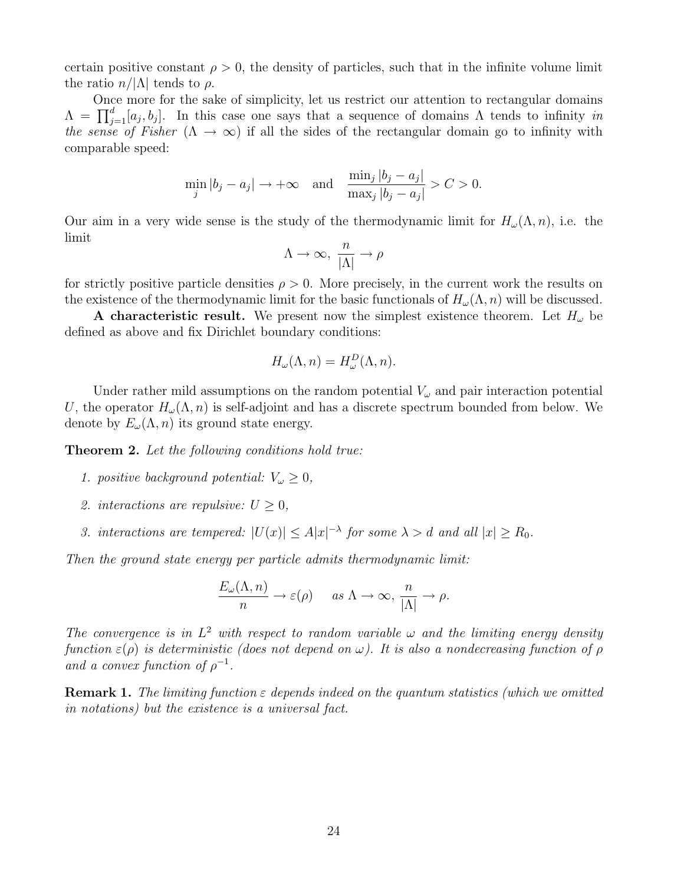certain positive constant $\rho > 0$, the density of particles, such that in the infinite volume limit the ratio $n/|\Lambda|$ tends to $\rho$.

Once more for the sake of simplicity, let us restrict our attention to rectangular domains $\Lambda = \prod_{j=1}^{d}[a_j, b_j]$. In this case one says that a sequence of domains $\Lambda$ tends to infinity *in the sense of Fisher* ($\Lambda \to \infty$) if all the sides of the rectangular domain go to infinity with comparable speed:

$$\min_j |b_j - a_j| \to +\infty \quad \text{and} \quad \frac{\min_j |b_j - a_j|}{\max_j |b_j - a_j|} > C > 0.$$

Our aim in a very wide sense is the study of the thermodynamic limit for $H_\omega(\Lambda, n)$, i.e. the limit

$$\Lambda \to \infty, \; \frac{n}{|\Lambda|} \to \rho$$

for strictly positive particle densities $\rho > 0$. More precisely, in the current work the results on the existence of the thermodynamic limit for the basic functionals of $H_\omega(\Lambda, n)$ will be discussed.

**A characteristic result.** We present now the simplest existence theorem. Let $H_\omega$ be defined as above and fix Dirichlet boundary conditions:

$$H_\omega(\Lambda, n) = H_\omega^D(\Lambda, n).$$

Under rather mild assumptions on the random potential $V_\omega$ and pair interaction potential $U$, the operator $H_\omega(\Lambda, n)$ is self-adjoint and has a discrete spectrum bounded from below. We denote by $E_\omega(\Lambda, n)$ its ground state energy.

**Theorem 2.** *Let the following conditions hold true:*

1. *positive background potential: $V_\omega \geq 0$,*
2. *interactions are repulsive: $U \geq 0$,*
3. *interactions are tempered: $|U(x)| \leq A|x|^{-\lambda}$ for some $\lambda > d$ and all $|x| \geq R_0$.*

*Then the ground state energy per particle admits thermodynamic limit:*

$$\frac{E_\omega(\Lambda, n)}{n} \to \varepsilon(\rho) \quad \text{as } \Lambda \to \infty, \; \frac{n}{|\Lambda|} \to \rho.$$

*The convergence is in $L^2$ with respect to random variable $\omega$ and the limiting energy density function $\varepsilon(\rho)$ is deterministic (does not depend on $\omega$). It is also a nondecreasing function of $\rho$ and a convex function of $\rho^{-1}$.*

**Remark 1.** *The limiting function $\varepsilon$ depends indeed on the quantum statistics (which we omitted in notations) but the existence is a universal fact.*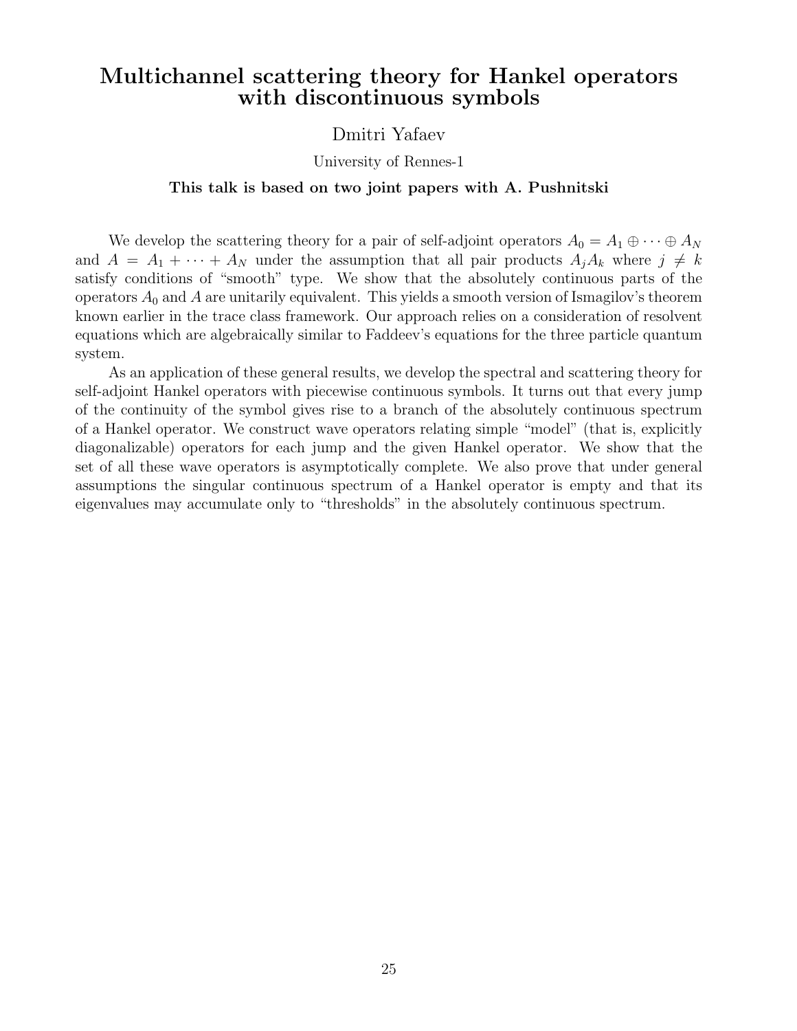# Multichannel scattering theory for Hankel operators with discontinuous symbols

Dmitri Yafaev

University of Rennes-1

**This talk is based on two joint papers with A. Pushnitski**

We develop the scattering theory for a pair of self-adjoint operators $A_0 = A_1 \oplus \cdots \oplus A_N$ and $A = A_1 + \cdots + A_N$ under the assumption that all pair products $A_j A_k$ where $j \neq k$ satisfy conditions of "smooth" type. We show that the absolutely continuous parts of the operators $A_0$ and $A$ are unitarily equivalent. This yields a smooth version of Ismagilov's theorem known earlier in the trace class framework. Our approach relies on a consideration of resolvent equations which are algebraically similar to Faddeev's equations for the three particle quantum system.

As an application of these general results, we develop the spectral and scattering theory for self-adjoint Hankel operators with piecewise continuous symbols. It turns out that every jump of the continuity of the symbol gives rise to a branch of the absolutely continuous spectrum of a Hankel operator. We construct wave operators relating simple "model" (that is, explicitly diagonalizable) operators for each jump and the given Hankel operator. We show that the set of all these wave operators is asymptotically complete. We also prove that under general assumptions the singular continuous spectrum of a Hankel operator is empty and that its eigenvalues may accumulate only to "thresholds" in the absolutely continuous spectrum.